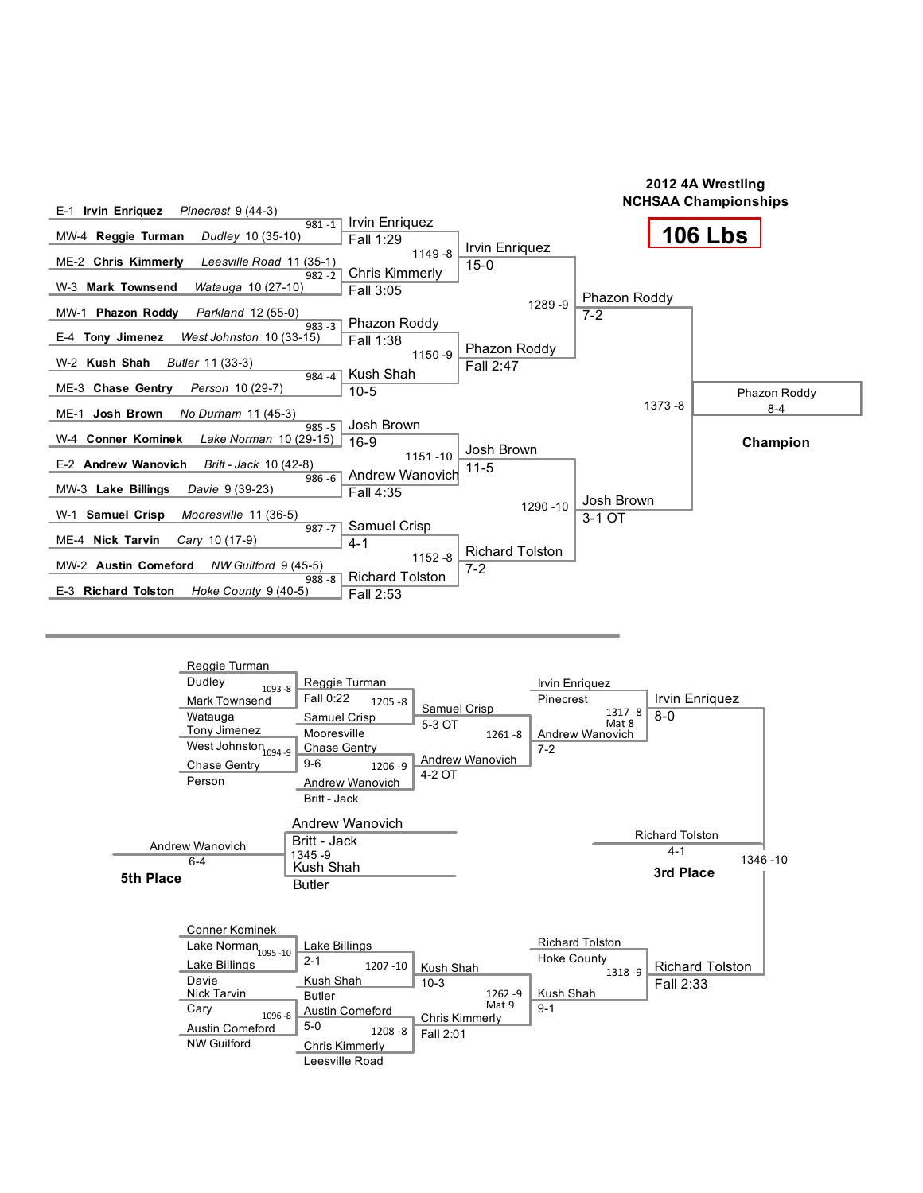# 2012 4A Wrestling NCHSAA Championships

## 106 Lbs

### Championship Bracket

**First Round**

| Bout | Wrestler 1 | Wrestler 2 | Winner | Result |
|---|---|---|---|---|
| 981 -1 | E-1 **Irvin Enriquez** *Pinecrest* 9 (44-3) | MW-4 **Reggie Turman** *Dudley* 10 (35-10) | Irvin Enriquez | Fall 1:29 |
| 982 -2 | ME-2 **Chris Kimmerly** *Leesville Road* 11 (35-1) | W-3 **Mark Townsend** *Watauga* 10 (27-10) | Chris Kimmerly | Fall 3:05 |
| 983 -3 | MW-1 **Phazon Roddy** *Parkland* 12 (55-0) | E-4 **Tony Jimenez** *West Johnston* 10 (33-15) | Phazon Roddy | Fall 1:38 |
| 984 -4 | W-2 **Kush Shah** *Butler* 11 (33-3) | ME-3 **Chase Gentry** *Person* 10 (29-7) | Kush Shah | 10-5 |
| 985 -5 | ME-1 **Josh Brown** *No Durham* 11 (45-3) | W-4 **Conner Kominek** *Lake Norman* 10 (29-15) | Josh Brown | 16-9 |
| 986 -6 | E-2 **Andrew Wanovich** *Britt - Jack* 10 (42-8) | MW-3 **Lake Billings** *Davie* 9 (39-23) | Andrew Wanovich | Fall 4:35 |
| 987 -7 | W-1 **Samuel Crisp** *Mooresville* 11 (36-5) | ME-4 **Nick Tarvin** *Cary* 10 (17-9) | Samuel Crisp | 4-1 |
| 988 -8 | MW-2 **Austin Comeford** *NW Guilford* 9 (45-5) | E-3 **Richard Tolston** *Hoke County* 9 (40-5) | Richard Tolston | Fall 2:53 |

**Quarterfinals**

| Bout | Winner | Result |
|---|---|---|
| 1149 -8 | Irvin Enriquez | 15-0 |
| 1150 -9 | Phazon Roddy | Fall 2:47 |
| 1151 -10 | Josh Brown | 11-5 |
| 1152 -8 | Richard Tolston | 7-2 |

**Semifinals**

| Bout | Winner | Result |
|---|---|---|
| 1289 -9 | Phazon Roddy | 7-2 |
| 1290 -10 | Josh Brown | 3-1 OT |

**Final**

| Bout | Winner | Result |
|---|---|---|
| 1373 -8 | Phazon Roddy | 8-4 |

**Champion:** Phazon Roddy

### Consolation Bracket

**Consolation Round 1**

| Bout | Wrestler 1 | Wrestler 2 | Winner | Result |
|---|---|---|---|---|
| 1093 -8 | Reggie Turman (Dudley) | Mark Townsend (Watauga) | Reggie Turman | Fall 0:22 |
| 1094 -9 | Tony Jimenez (West Johnston) | Chase Gentry (Person) | Chase Gentry | 9-6 |
| 1095 -10 | Conner Kominek (Lake Norman) | Lake Billings (Davie) | Lake Billings | 2-1 |
| 1096 -8 | Nick Tarvin (Cary) | Austin Comeford (NW Guilford) | Austin Comeford | 5-0 |

**Consolation Round 2**

| Bout | Wrestler 1 | Wrestler 2 | Winner | Result |
|---|---|---|---|---|
| 1205 -8 | Reggie Turman | Samuel Crisp (Mooresville) | Samuel Crisp | 5-3 OT |
| 1206 -9 | Chase Gentry | Andrew Wanovich (Britt - Jack) | Andrew Wanovich | 4-2 OT |
| 1207 -10 | Lake Billings | Kush Shah (Butler) | Kush Shah | 10-3 |
| 1208 -8 | Austin Comeford | Chris Kimmerly (Leesville Road) | Chris Kimmerly | Fall 2:01 |

**Consolation Round 3**

| Bout | Wrestler 1 | Wrestler 2 | Winner | Result |
|---|---|---|---|---|
| 1261 -8 | Samuel Crisp | Andrew Wanovich | Andrew Wanovich | 4-2 OT |
| 1262 -9 Mat 9 | Kush Shah | Chris Kimmerly | Kush Shah | 9-1 |

**Consolation Semifinals**

| Bout | Wrestler 1 | Wrestler 2 | Winner | Result |
|---|---|---|---|---|
| 1317 -8 Mat 8 | Irvin Enriquez (Pinecrest) | Andrew Wanovich | Irvin Enriquez | 8-0 |
| 1318 -9 | Richard Tolston (Hoke County) | Kush Shah | Richard Tolston | Fall 2:33 |

**3rd Place**

| Bout | Winner | Result |
|---|---|---|
| 1346 -10 | Richard Tolston | 4-1 |

**5th Place**

| Bout | Wrestler 1 | Wrestler 2 | Winner | Result |
|---|---|---|---|---|
| 1345 -9 | Andrew Wanovich (Britt - Jack) | Kush Shah (Butler) | Andrew Wanovich | 6-4 |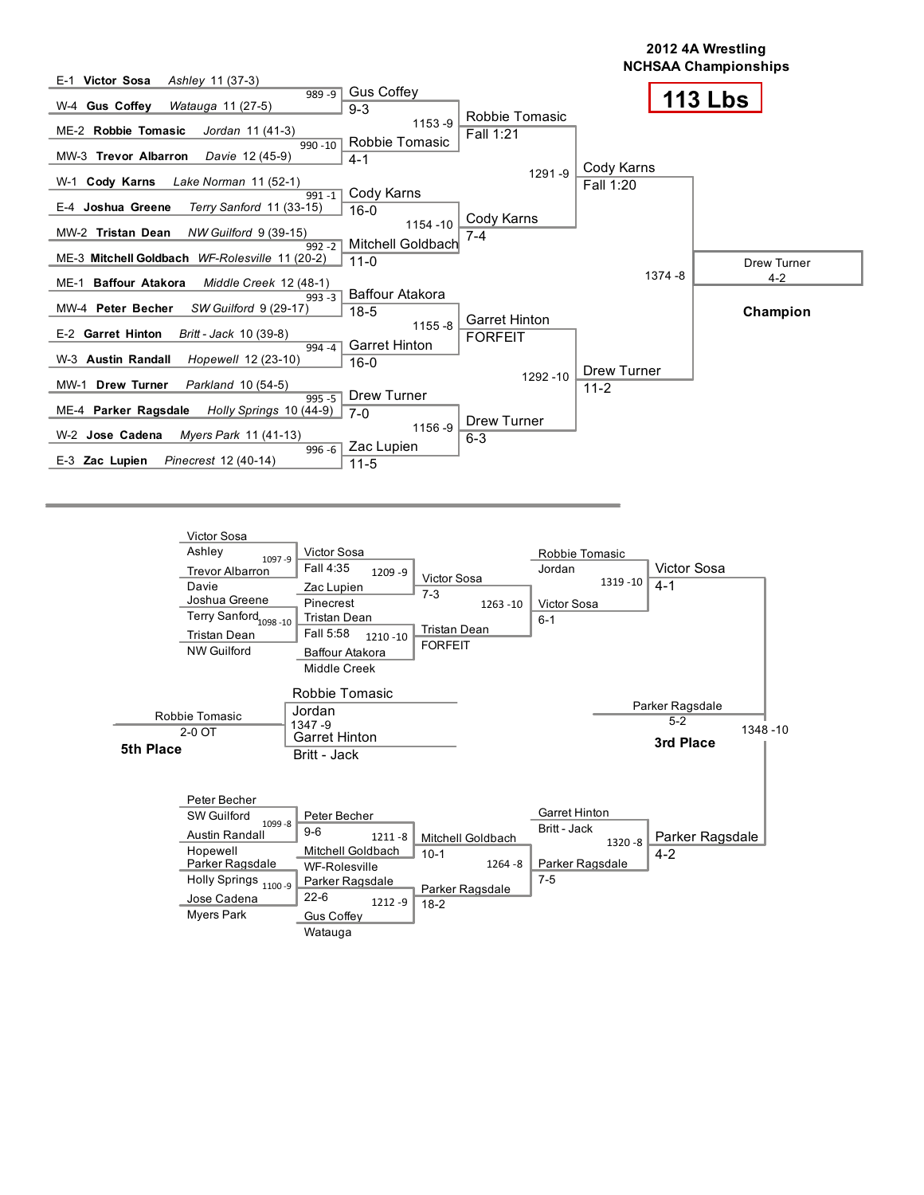# 2012 4A Wrestling NCHSAA Championships

## 113 Lbs

### Championship Bracket

**First Round**

| Seed | Wrestler | School | Record |
|---|---|---|---|
| E-1 | **Victor Sosa** | *Ashley* | 11 (37-3) |
| W-4 | **Gus Coffey** | *Watauga* | 11 (27-5) |
| ME-2 | **Robbie Tomasic** | *Jordan* | 11 (41-3) |
| MW-3 | **Trevor Albarron** | *Davie* | 12 (45-9) |
| W-1 | **Cody Karns** | *Lake Norman* | 11 (52-1) |
| E-4 | **Joshua Greene** | *Terry Sanford* | 11 (33-15) |
| MW-2 | **Tristan Dean** | *NW Guilford* | 9 (39-15) |
| ME-3 | **Mitchell Goldbach** | *WF-Rolesville* | 11 (20-2) |
| ME-1 | **Baffour Atakora** | *Middle Creek* | 12 (48-1) |
| MW-4 | **Peter Becher** | *SW Guilford* | 9 (29-17) |
| E-2 | **Garret Hinton** | *Britt - Jack* | 10 (39-8) |
| W-3 | **Austin Randall** | *Hopewell* | 12 (23-10) |
| MW-1 | **Drew Turner** | *Parkland* | 10 (54-5) |
| ME-4 | **Parker Ragsdale** | *Holly Springs* | 10 (44-9) |
| W-2 | **Jose Cadena** | *Myers Park* | 11 (41-13) |
| E-3 | **Zac Lupien** | *Pinecrest* | 12 (40-14) |

**Quarterfinals**

| Bout | Winner | Result |
|---|---|---|
| 989 -9 | Gus Coffey | 9-3 |
| 990 -10 | Robbie Tomasic | 4-1 |
| 991 -1 | Cody Karns | 16-0 |
| 992 -2 | Mitchell Goldbach | 11-0 |
| 993 -3 | Baffour Atakora | 18-5 |
| 994 -4 | Garret Hinton | 16-0 |
| 995 -5 | Drew Turner | 7-0 |
| 996 -6 | Zac Lupien | 11-5 |

**Semifinals**

| Bout | Winner | Result |
|---|---|---|
| 1153 -9 | Robbie Tomasic | Fall 1:21 |
| 1154 -10 | Cody Karns | 7-4 |
| 1155 -8 | Garret Hinton | FORFEIT |
| 1156 -9 | Drew Turner | 6-3 |

**Finals Qualifiers**

| Bout | Winner | Result |
|---|---|---|
| 1291 -9 | Cody Karns | Fall 1:20 |
| 1292 -10 | Drew Turner | 11-2 |

**Championship**

| Bout | Winner | Result |
|---|---|---|
| 1374 -8 | Drew Turner | 4-2 |

**Champion:** Drew Turner

### Consolation Bracket

**Consolation First Round**

| Bout | Wrestlers | Winner | Result |
|---|---|---|---|
| 1097 -9 | Victor Sosa (Ashley) vs. Trevor Albarron (Davie) | Victor Sosa | Fall 4:35 |
| 1098 -10 | Joshua Greene (Terry Sanford) vs. Tristan Dean (NW Guilford) | Tristan Dean | Fall 5:58 |
| 1099 -8 | Peter Becher (SW Guilford) vs. Austin Randall (Hopewell) | Peter Becher | 9-6 |
| 1100 -9 | Parker Ragsdale (Holly Springs) vs. Jose Cadena (Myers Park) | Parker Ragsdale | 22-6 |

**Consolation Second Round**

| Bout | Wrestlers | Winner | Result |
|---|---|---|---|
| 1209 -9 | Victor Sosa vs. Zac Lupien (Pinecrest) | Victor Sosa | 7-3 |
| 1210 -10 | Tristan Dean vs. Baffour Atakora (Middle Creek) | Tristan Dean | FORFEIT |
| 1211 -8 | Peter Becher vs. Mitchell Goldbach (WF-Rolesville) | Mitchell Goldbach | 10-1 |
| 1212 -9 | Parker Ragsdale vs. Gus Coffey (Watauga) | Parker Ragsdale | 18-2 |

**Consolation Third Round**

| Bout | Wrestlers | Winner | Result |
|---|---|---|---|
| 1263 -10 | Victor Sosa vs. Tristan Dean | Victor Sosa | 6-1 |
| 1264 -8 | Mitchell Goldbach vs. Parker Ragsdale | Parker Ragsdale | 7-5 |

**Consolation Semifinals**

| Bout | Wrestlers | Winner | Result |
|---|---|---|---|
| 1319 -10 | Robbie Tomasic (Jordan) vs. Victor Sosa | Victor Sosa | 4-1 |
| 1320 -8 | Garret Hinton (Britt - Jack) vs. Parker Ragsdale | Parker Ragsdale | 4-2 |

**3rd Place**

| Bout | Winner | Result |
|---|---|---|
| 1348 -10 | Parker Ragsdale | 5-2 |

**5th Place**

| Bout | Wrestlers | Winner | Result |
|---|---|---|---|
| 1347 -9 | Robbie Tomasic (Jordan) vs. Garret Hinton (Britt - Jack) | Robbie Tomasic | 2-0 OT |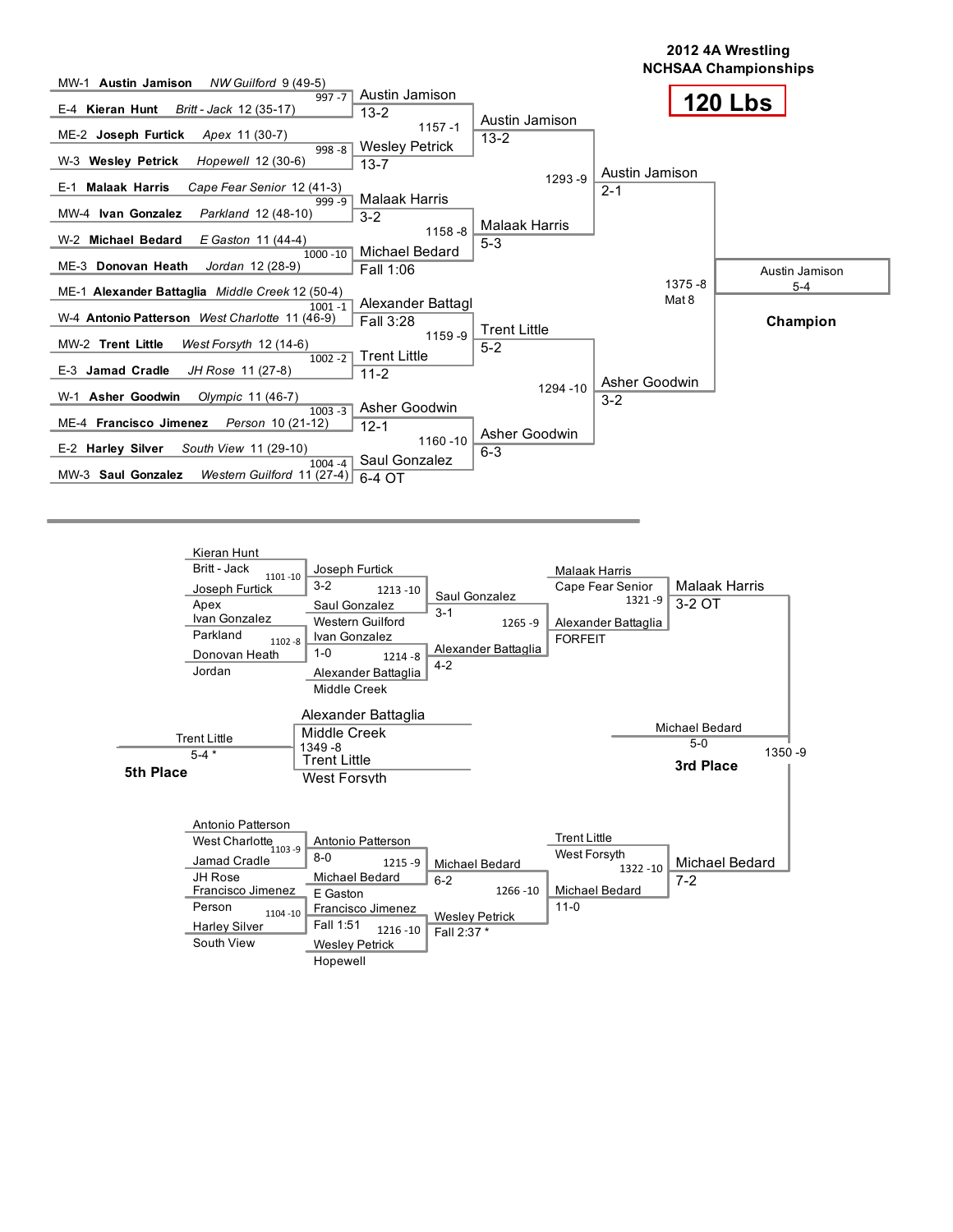## 2012 4A Wrestling
## NCHSAA Championships

# 120 Lbs

### Championship Bracket — First Round

| Bout | Wrestler 1 | Wrestler 2 | Winner | Result |
|---|---|---|---|---|
| 997 -7 | MW-1 **Austin Jamison** *NW Guilford* 9 (49-5) | E-4 **Kieran Hunt** *Britt - Jack* 12 (35-17) | Austin Jamison | 13-2 |
| 998 -8 | ME-2 **Joseph Furtick** *Apex* 11 (30-7) | W-3 **Wesley Petrick** *Hopewell* 12 (30-6) | Wesley Petrick | 13-7 |
| 999 -9 | E-1 **Malaak Harris** *Cape Fear Senior* 12 (41-3) | MW-4 **Ivan Gonzalez** *Parkland* 12 (48-10) | Malaak Harris | 3-2 |
| 1000 -10 | W-2 **Michael Bedard** *E Gaston* 11 (44-4) | ME-3 **Donovan Heath** *Jordan* 12 (28-9) | Michael Bedard | Fall 1:06 |
| 1001 -1 | ME-1 **Alexander Battaglia** *Middle Creek* 12 (50-4) | W-4 **Antonio Patterson** *West Charlotte* 11 (46-9) | Alexander Battagl | Fall 3:28 |
| 1002 -2 | MW-2 **Trent Little** *West Forsyth* 12 (14-6) | E-3 **Jamad Cradle** *JH Rose* 11 (27-8) | Trent Little | 11-2 |
| 1003 -3 | W-1 **Asher Goodwin** *Olympic* 11 (46-7) | ME-4 **Francisco Jimenez** *Person* 10 (21-12) | Asher Goodwin | 12-1 |
| 1004 -4 | E-2 **Harley Silver** *South View* 11 (29-10) | MW-3 **Saul Gonzalez** *Western Guilford* 11 (27-4) | Saul Gonzalez | 6-4 OT |

### Quarterfinals

| Bout | Winner | Result |
|---|---|---|
| 1157 -1 | Austin Jamison | 13-2 |
| 1158 -8 | Malaak Harris | 5-3 |
| 1159 -9 | Trent Little | 5-2 |
| 1160 -10 | Asher Goodwin | 6-3 |

### Semifinals

| Bout | Winner | Result |
|---|---|---|
| 1293 -9 | Austin Jamison | 2-1 |
| 1294 -10 | Asher Goodwin | 3-2 |

### Final

| Bout | Winner | Result |
|---|---|---|
| 1375 -8 Mat 8 | Austin Jamison | 5-4 |

**Champion**: Austin Jamison

---

### Consolation Bracket

| Bout | Wrestler 1 | Wrestler 2 | Winner | Result |
|---|---|---|---|---|
| 1101 -10 | Kieran Hunt, Britt - Jack | Joseph Furtick, Apex | Joseph Furtick | 3-2 |
| 1102 -8 | Ivan Gonzalez, Parkland | Donovan Heath, Jordan | Ivan Gonzalez | 1-0 |
| 1103 -9 | Antonio Patterson, West Charlotte | Jamad Cradle, JH Rose | Antonio Patterson | 8-0 |
| 1104 -10 | Francisco Jimenez, Person | Harley Silver, South View | Francisco Jimenez | Fall 1:51 |
| 1213 -10 | Joseph Furtick | Saul Gonzalez, Western Guilford | Saul Gonzalez | 3-1 |
| 1214 -8 | Ivan Gonzalez | Alexander Battaglia, Middle Creek | Alexander Battaglia | 4-2 |
| 1215 -9 | Antonio Patterson | Michael Bedard, E Gaston | Michael Bedard | 6-2 |
| 1216 -10 | Francisco Jimenez | Wesley Petrick, Hopewell | Wesley Petrick | Fall 2:37 * |
| 1265 -9 | Saul Gonzalez | Alexander Battaglia | Alexander Battaglia | FORFEIT |
| 1266 -10 | Michael Bedard | Wesley Petrick | Michael Bedard | 11-0 |
| 1321 -9 | Malaak Harris, Cape Fear Senior | Alexander Battaglia | Malaak Harris | 3-2 OT |
| 1322 -10 | Trent Little, West Forsyth | Michael Bedard | Michael Bedard | 7-2 |

### 3rd Place

| Bout | Wrestler 1 | Wrestler 2 | Winner | Result |
|---|---|---|---|---|
| 1350 -9 | Malaak Harris | Michael Bedard | Michael Bedard | 5-0 |

**3rd Place**: Michael Bedard

### 5th Place

| Bout | Wrestler 1 | Wrestler 2 | Winner | Result |
|---|---|---|---|---|
| 1349 -8 | Alexander Battaglia, Middle Creek | Trent Little, West Forsyth | Trent Little | 5-4 * |

**5th Place**: Trent Little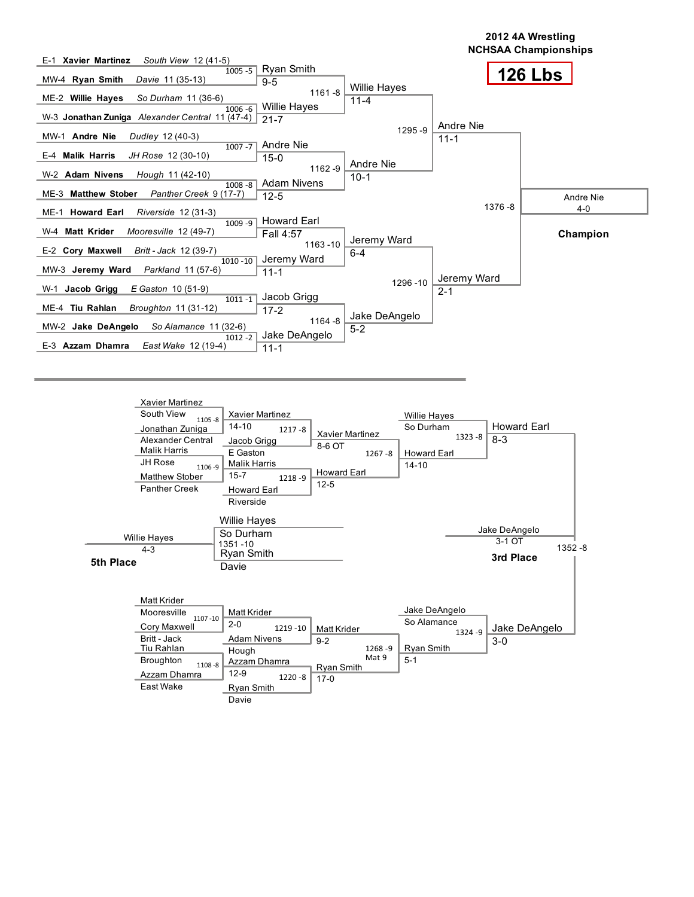# 2012 4A Wrestling NCHSAA Championships

## 126 Lbs

### Championship Bracket

#### First Round

| Bout | Wrestler 1 | Wrestler 2 | Winner | Score |
|---|---|---|---|---|
| 1005 -5 | E-1 Xavier Martinez, South View 12 (41-5) | MW-4 Ryan Smith, Davie 11 (35-13) | Ryan Smith | 9-5 |
| 1006 -6 | ME-2 Willie Hayes, So Durham 11 (36-6) | W-3 Jonathan Zuniga, Alexander Central 11 (47-4) | Willie Hayes | 21-7 |
| 1007 -7 | MW-1 Andre Nie, Dudley 12 (40-3) | E-4 Malik Harris, JH Rose 12 (30-10) | Andre Nie | 15-0 |
| 1008 -8 | W-2 Adam Nivens, Hough 11 (42-10) | ME-3 Matthew Stober, Panther Creek 9 (17-7) | Adam Nivens | 12-5 |
| 1009 -9 | ME-1 Howard Earl, Riverside 12 (31-3) | W-4 Matt Krider, Mooresville 12 (49-7) | Howard Earl | Fall 4:57 |
| 1010 -10 | E-2 Cory Maxwell, Britt - Jack 12 (39-7) | MW-3 Jeremy Ward, Parkland 11 (57-6) | Jeremy Ward | 11-1 |
| 1011 -1 | W-1 Jacob Grigg, E Gaston 10 (51-9) | ME-4 Tiu Rahlan, Broughton 11 (31-12) | Jacob Grigg | 17-2 |
| 1012 -2 | MW-2 Jake DeAngelo, So Alamance 11 (32-6) | E-3 Azzam Dhamra, East Wake 12 (19-4) | Jake DeAngelo | 11-1 |

#### Quarterfinals

| Bout | Winner | Score |
|---|---|---|
| 1161 -8 | Willie Hayes | 11-4 |
| 1162 -9 | Andre Nie | 10-1 |
| 1163 -10 | Jeremy Ward | 6-4 |
| 1164 -8 | Jake DeAngelo | 5-2 |

#### Semifinals

| Bout | Winner | Score |
|---|---|---|
| 1295 -9 | Andre Nie | 11-1 |
| 1296 -10 | Jeremy Ward | 2-1 |

#### Final

| Bout | Winner | Score |
|---|---|---|
| 1376 -8 | Andre Nie | 4-0 |

**Champion:** Andre Nie

### Consolation Bracket

#### Upper Consolation

| Bout | Wrestlers | Winner | Score |
|---|---|---|---|
| 1105 -8 | Xavier Martinez (South View) vs. Jonathan Zuniga (Alexander Central) | Xavier Martinez | 14-10 |
| 1106 -9 | Malik Harris (JH Rose) vs. Matthew Stober (Panther Creek) | Malik Harris | 15-7 |
| 1217 -8 | Xavier Martinez vs. Jacob Grigg (E Gaston) | Xavier Martinez | 8-6 OT |
| 1218 -9 | Malik Harris vs. Howard Earl (Riverside) | Howard Earl | 12-5 |
| 1267 -8 | Xavier Martinez vs. Howard Earl | Howard Earl | 14-10 |
| 1323 -8 | Willie Hayes (So Durham) vs. Howard Earl | Howard Earl | 8-3 |

#### Lower Consolation

| Bout | Wrestlers | Winner | Score |
|---|---|---|---|
| 1107 -10 | Matt Krider (Mooresville) vs. Cory Maxwell (Britt - Jack) | Matt Krider | 2-0 |
| 1108 -8 | Tiu Rahlan (Broughton) vs. Azzam Dhamra (East Wake) | Azzam Dhamra | 12-9 |
| 1219 -10 | Matt Krider vs. Adam Nivens (Hough) | Matt Krider | 9-2 |
| 1220 -8 | Azzam Dhamra vs. Ryan Smith (Davie) | Ryan Smith | 17-0 |
| 1268 -9 (Mat 9) | Matt Krider vs. Ryan Smith | Ryan Smith | 5-1 |
| 1324 -9 | Jake DeAngelo (So Alamance) vs. Ryan Smith | Jake DeAngelo | 3-0 |

#### Placement Matches

| Bout | Wrestlers | Winner | Score | Place |
|---|---|---|---|---|
| 1352 -8 | Howard Earl vs. Jake DeAngelo | Jake DeAngelo | 3-1 OT | 3rd Place |
| 1351 -10 | Willie Hayes (So Durham) vs. Ryan Smith (Davie) | Willie Hayes | 4-3 | 5th Place |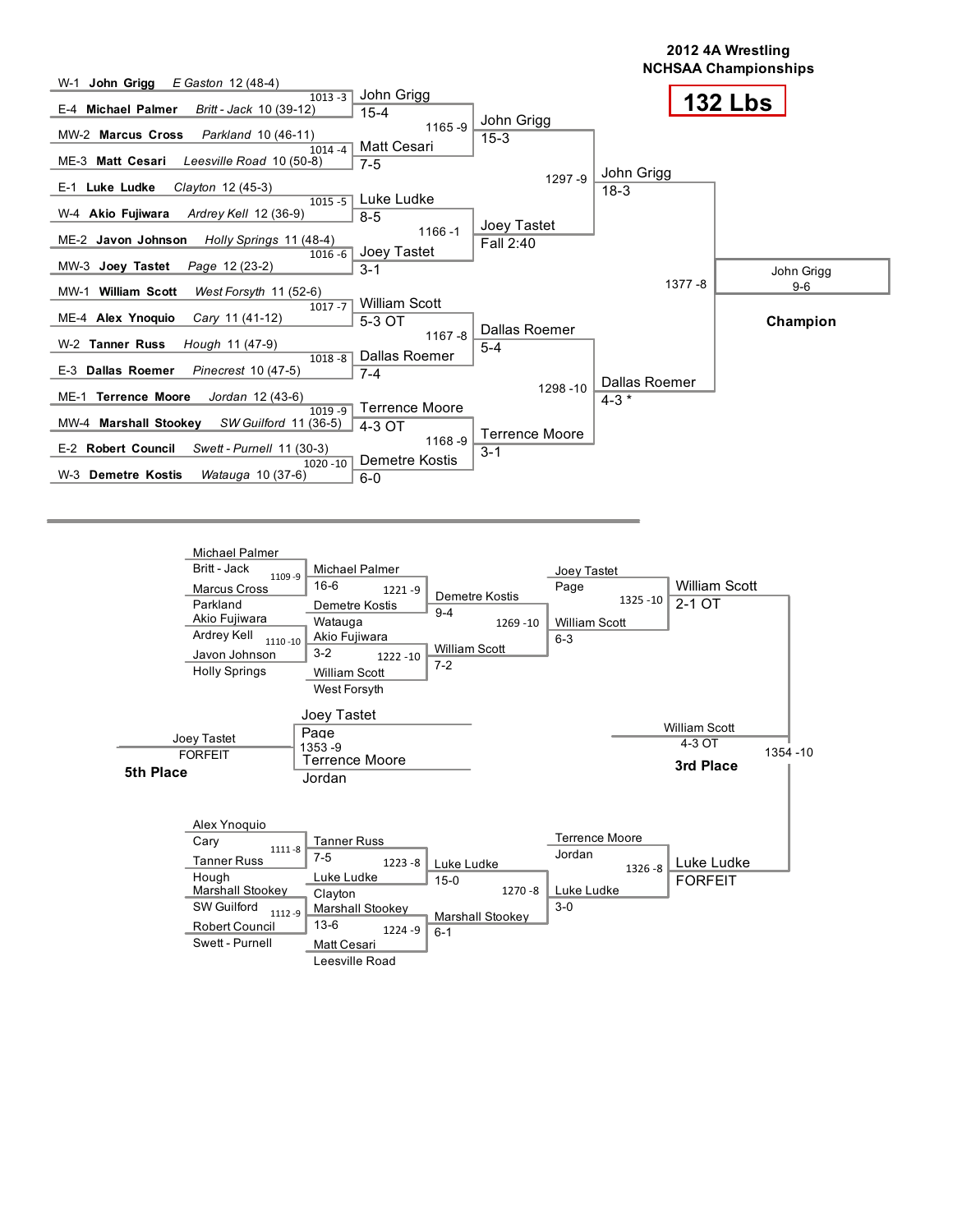# 2012 4A Wrestling NCHSAA Championships

## 132 Lbs

### Championship Bracket

**First Round**

| Bout | Wrestler A | Wrestler B | Winner | Result |
|---|---|---|---|---|
| 1013 -3 | W-1 **John Grigg** *E Gaston* 12 (48-4) | E-4 **Michael Palmer** *Britt - Jack* 10 (39-12) | John Grigg | 15-4 |
| 1014 -4 | MW-2 **Marcus Cross** *Parkland* 10 (46-11) | ME-3 **Matt Cesari** *Leesville Road* 10 (50-8) | Matt Cesari | 7-5 |
| 1015 -5 | E-1 **Luke Ludke** *Clayton* 12 (45-3) | W-4 **Akio Fujiwara** *Ardrey Kell* 12 (36-9) | Luke Ludke | 8-5 |
| 1016 -6 | ME-2 **Javon Johnson** *Holly Springs* 11 (48-4) | MW-3 **Joey Tastet** *Page* 12 (23-2) | Joey Tastet | 3-1 |
| 1017 -7 | MW-1 **William Scott** *West Forsyth* 11 (52-6) | ME-4 **Alex Ynoquio** *Cary* 11 (41-12) | William Scott | 5-3 OT |
| 1018 -8 | W-2 **Tanner Russ** *Hough* 11 (47-9) | E-3 **Dallas Roemer** *Pinecrest* 10 (47-5) | Dallas Roemer | 7-4 |
| 1019 -9 | ME-1 **Terrence Moore** *Jordan* 12 (43-6) | MW-4 **Marshall Stookey** *SW Guilford* 11 (36-5) | Terrence Moore | 4-3 OT |
| 1020 -10 | E-2 **Robert Council** *Swett - Purnell* 11 (30-3) | W-3 **Demetre Kostis** *Watauga* 10 (37-6) | Demetre Kostis | 6-0 |

**Quarterfinals**

| Bout | Winner | Result |
|---|---|---|
| 1165 -9 | John Grigg | 15-3 |
| 1166 -1 | Joey Tastet | Fall 2:40 |
| 1167 -8 | Dallas Roemer | 5-4 |
| 1168 -9 | Terrence Moore | 3-1 |

**Semifinals**

| Bout | Winner | Result |
|---|---|---|
| 1297 -9 | John Grigg | 18-3 |
| 1298 -10 | Dallas Roemer | 4-3 * |

**Final**

| Bout | Winner | Result |
|---|---|---|
| 1377 -8 | John Grigg | 9-6 |

**Champion:** John Grigg

### Consolation Bracket

**Consolation First Round**

| Bout | Wrestler A | Wrestler B | Winner | Result |
|---|---|---|---|---|
| 1109 -9 | Michael Palmer, Britt - Jack | Marcus Cross, Parkland | Michael Palmer | 16-6 |
| 1110 -10 | Akio Fujiwara, Ardrey Kell | Javon Johnson, Holly Springs | Akio Fujiwara | 3-2 |
| 1111 -8 | Alex Ynoquio, Cary | Tanner Russ, Hough | Tanner Russ | 7-5 |
| 1112 -9 | Marshall Stookey, SW Guilford | Robert Council, Swett - Purnell | Marshall Stookey | 13-6 |

**Consolation Second Round**

| Bout | Wrestler A | Wrestler B | Winner | Result |
|---|---|---|---|---|
| 1221 -9 | Michael Palmer | Demetre Kostis, Watauga | Demetre Kostis | 9-4 |
| 1222 -10 | Akio Fujiwara | William Scott, West Forsyth | William Scott | 7-2 |
| 1223 -8 | Tanner Russ | Luke Ludke, Clayton | Luke Ludke | 15-0 |
| 1224 -9 | Marshall Stookey | Matt Cesari, Leesville Road | Marshall Stookey | 6-1 |

**Consolation Quarterfinals**

| Bout | Wrestler A | Wrestler B | Winner | Result |
|---|---|---|---|---|
| 1269 -10 | Demetre Kostis | William Scott | William Scott | 6-3 |
| 1270 -8 | Luke Ludke | Marshall Stookey | Luke Ludke | 3-0 |

**Consolation Semifinals**

| Bout | Wrestler A | Wrestler B | Winner | Result |
|---|---|---|---|---|
| 1325 -10 | Joey Tastet, Page | William Scott | William Scott | 2-1 OT |
| 1326 -8 | Terrence Moore, Jordan | Luke Ludke | Luke Ludke | FORFEIT |

**3rd Place**

| Bout | Winner | Result |
|---|---|---|
| 1354 -10 | William Scott | 4-3 OT |

**5th Place**

| Bout | Wrestler A | Wrestler B | Winner | Result |
|---|---|---|---|---|
| 1353 -9 | Joey Tastet, Page | Terrence Moore, Jordan | Joey Tastet | FORFEIT |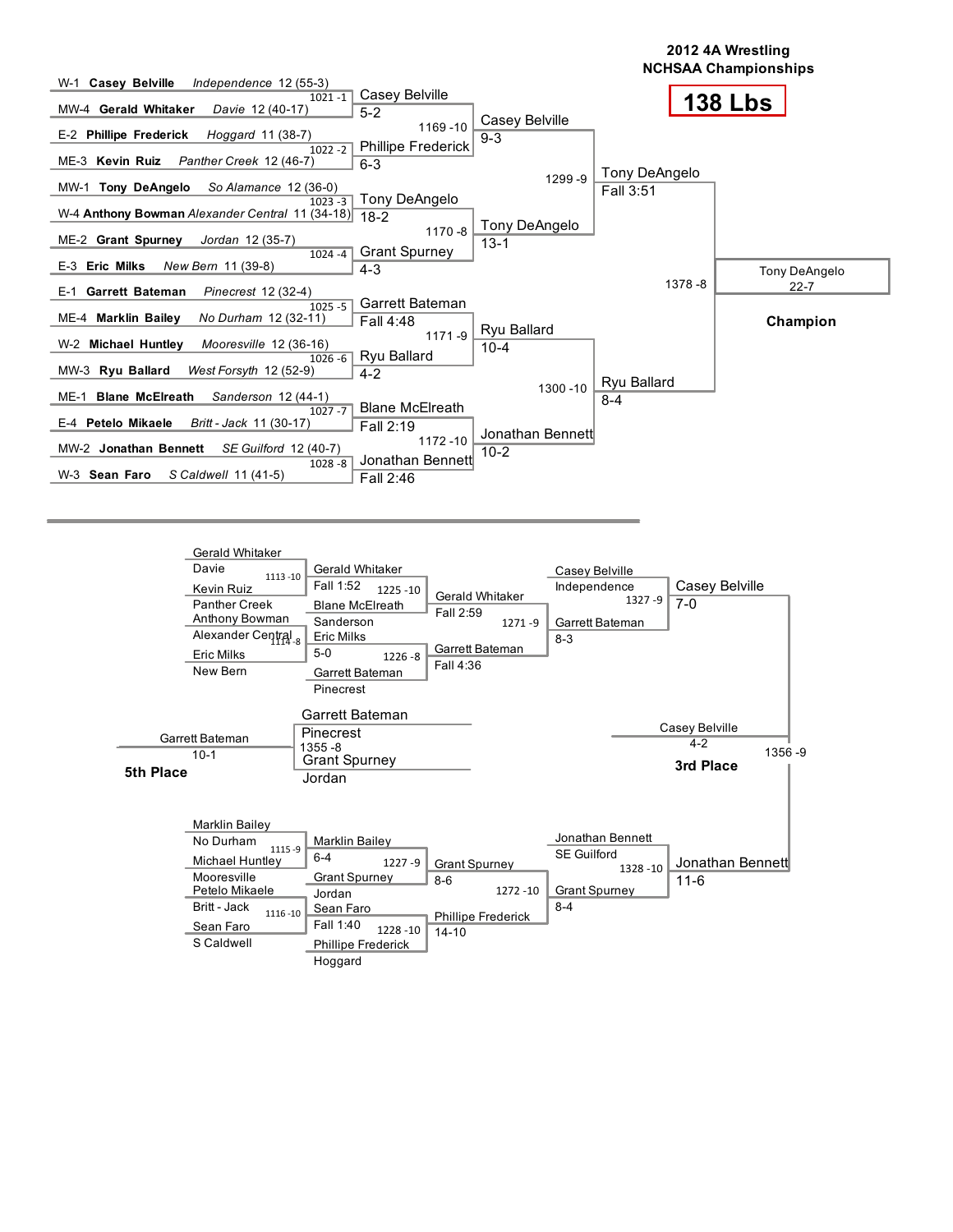# 2012 4A Wrestling NCHSAA Championships

## 138 Lbs

### Championship Bracket

**First Round**

| Bout | Wrestler 1 | Wrestler 2 | Winner | Result |
|---|---|---|---|---|
| 1021 -1 | W-1 **Casey Belville** *Independence* 12 (55-3) | MW-4 **Gerald Whitaker** *Davie* 12 (40-17) | Casey Belville | 5-2 |
| 1022 -2 | E-2 **Phillipe Frederick** *Hoggard* 11 (38-7) | ME-3 **Kevin Ruiz** *Panther Creek* 12 (46-7) | Phillipe Frederick | 6-3 |
| 1023 -3 | MW-1 **Tony DeAngelo** *So Alamance* 12 (36-0) | W-4 **Anthony Bowman** *Alexander Central* 11 (34-18) | Tony DeAngelo | 18-2 |
| 1024 -4 | ME-2 **Grant Spurney** *Jordan* 12 (35-7) | E-3 **Eric Milks** *New Bern* 11 (39-8) | Grant Spurney | 4-3 |
| 1025 -5 | E-1 **Garrett Bateman** *Pinecrest* 12 (32-4) | ME-4 **Marklin Bailey** *No Durham* 12 (32-11) | Garrett Bateman | Fall 4:48 |
| 1026 -6 | W-2 **Michael Huntley** *Mooresville* 12 (36-16) | MW-3 **Ryu Ballard** *West Forsyth* 12 (52-9) | Ryu Ballard | 4-2 |
| 1027 -7 | ME-1 **Blane McElreath** *Sanderson* 12 (44-1) | E-4 **Petelo Mikaele** *Britt - Jack* 11 (30-17) | Blane McElreath | Fall 2:19 |
| 1028 -8 | MW-2 **Jonathan Bennett** *SE Guilford* 12 (40-7) | W-3 **Sean Faro** *S Caldwell* 11 (41-5) | Jonathan Bennett | Fall 2:46 |

**Quarterfinals**

| Bout | Winner | Result |
|---|---|---|
| 1169 -10 | Casey Belville | 9-3 |
| 1170 -8 | Tony DeAngelo | 13-1 |
| 1171 -9 | Ryu Ballard | 10-4 |
| 1172 -10 | Jonathan Bennett | 10-2 |

**Semifinals**

| Bout | Winner | Result |
|---|---|---|
| 1299 -9 | Tony DeAngelo | Fall 3:51 |
| 1300 -10 | Ryu Ballard | 8-4 |

**Final**

| Bout | Winner | Result |
|---|---|---|
| 1378 -8 | Tony DeAngelo | 22-7 |

**Champion:** Tony DeAngelo

### Consolation Bracket

| Bout | Wrestler 1 | Wrestler 2 | Winner | Result |
|---|---|---|---|---|
| 1113 -10 | Gerald Whitaker (Davie) | Kevin Ruiz (Panther Creek) | Gerald Whitaker | Fall 1:52 |
| 1114 -8 | Anthony Bowman (Alexander Central) | Eric Milks (New Bern) | Eric Milks | 5-0 |
| 1115 -9 | Marklin Bailey (No Durham) | Michael Huntley (Mooresville) | Marklin Bailey | 6-4 |
| 1116 -10 | Petelo Mikaele (Britt - Jack) | Sean Faro (S Caldwell) | Sean Faro | Fall 1:40 |
| 1225 -10 | Gerald Whitaker | Blane McElreath (Sanderson) | Gerald Whitaker | Fall 2:59 |
| 1226 -8 | Eric Milks | Garrett Bateman (Pinecrest) | Garrett Bateman | Fall 4:36 |
| 1227 -9 | Marklin Bailey | Grant Spurney (Jordan) | Grant Spurney | 8-6 |
| 1228 -10 | Sean Faro | Phillipe Frederick (Hoggard) | Phillipe Frederick | 14-10 |
| 1271 -9 | Gerald Whitaker | Garrett Bateman | Garrett Bateman | 8-3 |
| 1272 -10 | Grant Spurney | Phillipe Frederick | Grant Spurney | 8-4 |
| 1327 -9 | Casey Belville (Independence) | Garrett Bateman | Casey Belville | 7-0 |
| 1328 -10 | Jonathan Bennett (SE Guilford) | Grant Spurney | Jonathan Bennett | 11-6 |
| 1356 -9 | Casey Belville | Jonathan Bennett | Casey Belville | 4-2 |
| 1355 -8 | Garrett Bateman (Pinecrest) | Grant Spurney (Jordan) | Garrett Bateman | 10-1 |

**3rd Place:** Casey Belville (4-2)

**5th Place:** Garrett Bateman (10-1)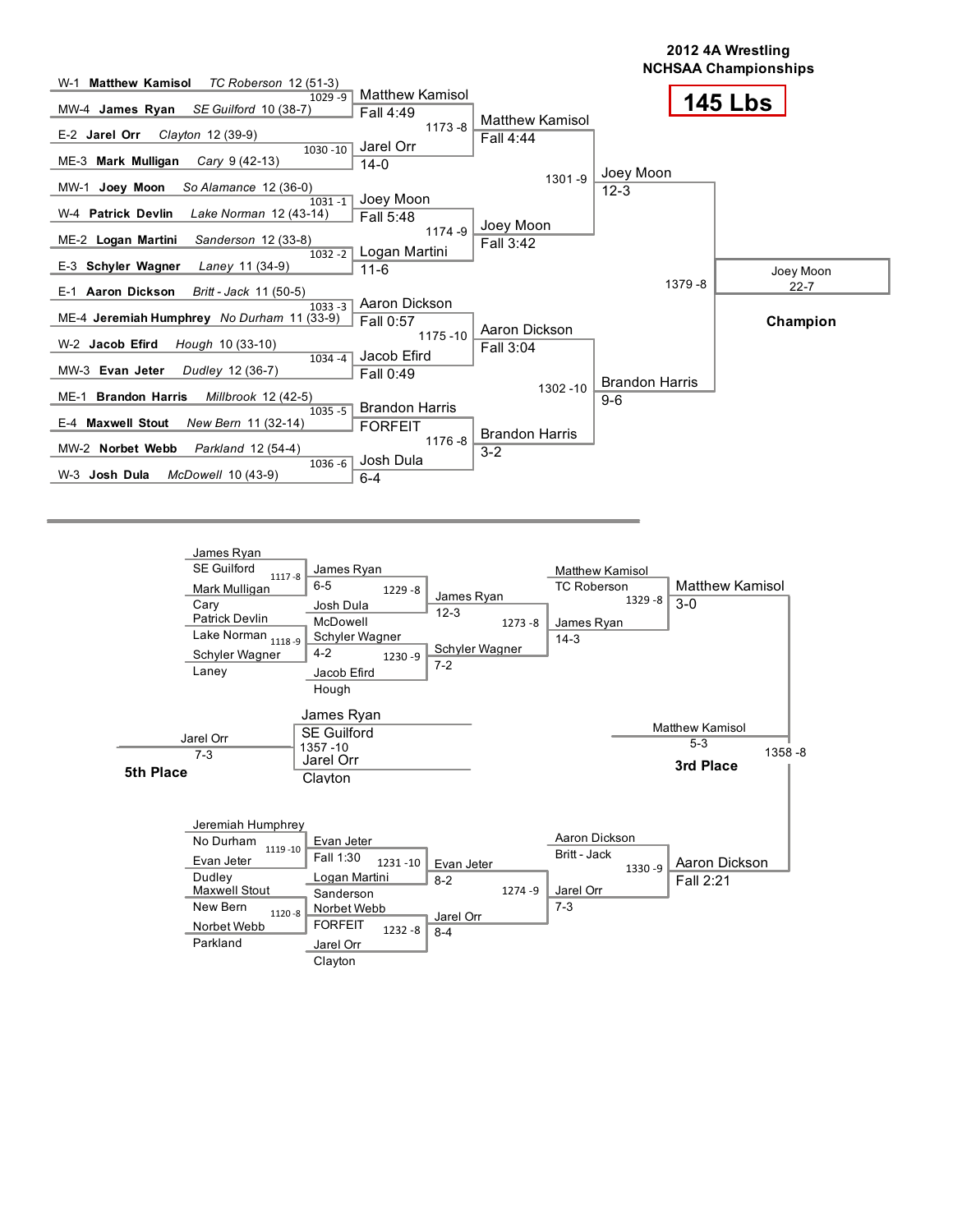# 2012 4A Wrestling
## NCHSAA Championships

**145 Lbs**

### Championship Bracket

**First Round**

| Bout | Wrestler 1 | Wrestler 2 | Winner | Result |
|---|---|---|---|---|
| 1029 -9 | W-1 **Matthew Kamisol** *TC Roberson* 12 (51-3) | MW-4 **James Ryan** *SE Guilford* 10 (38-7) | Matthew Kamisol | Fall 4:49 |
| 1030 -10 | E-2 **Jarel Orr** *Clayton* 12 (39-9) | ME-3 **Mark Mulligan** *Cary* 9 (42-13) | Jarel Orr | 14-0 |
| 1031 -1 | MW-1 **Joey Moon** *So Alamance* 12 (36-0) | W-4 **Patrick Devlin** *Lake Norman* 12 (43-14) | Joey Moon | Fall 5:48 |
| 1032 -2 | ME-2 **Logan Martini** *Sanderson* 12 (33-8) | E-3 **Schyler Wagner** *Laney* 11 (34-9) | Logan Martini | 11-6 |
| 1033 -3 | E-1 **Aaron Dickson** *Britt - Jack* 11 (50-5) | ME-4 **Jeremiah Humphrey** *No Durham* 11 (33-9) | Aaron Dickson | Fall 0:57 |
| 1034 -4 | W-2 **Jacob Efird** *Hough* 10 (33-10) | MW-3 **Evan Jeter** *Dudley* 12 (36-7) | Jacob Efird | Fall 0:49 |
| 1035 -5 | ME-1 **Brandon Harris** *Millbrook* 12 (42-5) | E-4 **Maxwell Stout** *New Bern* 11 (32-14) | Brandon Harris | FORFEIT |
| 1036 -6 | MW-2 **Norbet Webb** *Parkland* 12 (54-4) | W-3 **Josh Dula** *McDowell* 10 (43-9) | Josh Dula | 6-4 |

**Quarterfinals**

| Bout | Winner | Result |
|---|---|---|
| 1173 -8 | Matthew Kamisol | Fall 4:44 |
| 1174 -9 | Joey Moon | Fall 3:42 |
| 1175 -10 | Aaron Dickson | Fall 3:04 |
| 1176 -8 | Brandon Harris | 3-2 |

**Semifinals**

| Bout | Winner | Result |
|---|---|---|
| 1301 -9 | Joey Moon | 12-3 |
| 1302 -10 | Brandon Harris | 9-6 |

**Final**

| Bout | Winner | Result |
|---|---|---|
| 1379 -8 | Joey Moon | 22-7 |

**Champion:** Joey Moon

### Consolation Bracket

**Upper Consolation**

| Bout | Wrestler 1 | Wrestler 2 | Winner | Result |
|---|---|---|---|---|
| 1117 -8 | James Ryan, SE Guilford | Mark Mulligan, Cary | James Ryan | 6-5 |
| 1118 -9 | Patrick Devlin, Lake Norman | Schyler Wagner, Laney | Schyler Wagner | 4-2 |
| 1229 -8 | James Ryan | Josh Dula, McDowell | James Ryan | 12-3 |
| 1230 -9 | Schyler Wagner | Jacob Efird, Hough | Schyler Wagner | 7-2 |
| 1273 -8 | James Ryan | Schyler Wagner | James Ryan | 14-3 |
| 1329 -8 | Matthew Kamisol, TC Roberson | James Ryan | Matthew Kamisol | 3-0 |

**Lower Consolation**

| Bout | Wrestler 1 | Wrestler 2 | Winner | Result |
|---|---|---|---|---|
| 1119 -10 | Jeremiah Humphrey, No Durham | Evan Jeter, Dudley | Evan Jeter | Fall 1:30 |
| 1120 -8 | Maxwell Stout, New Bern | Norbet Webb, Parkland | Norbet Webb | FORFEIT |
| 1231 -10 | Evan Jeter | Logan Martini, Sanderson | Evan Jeter | 8-2 |
| 1232 -8 | Norbet Webb | Jarel Orr, Clayton | Jarel Orr | 8-4 |
| 1274 -9 | Evan Jeter | Jarel Orr | Jarel Orr | 7-3 |
| 1330 -9 | Aaron Dickson, Britt - Jack | Jarel Orr | Aaron Dickson | Fall 2:21 |

**3rd Place**

| Bout | Wrestler 1 | Wrestler 2 | Winner | Result |
|---|---|---|---|---|
| 1358 -8 | Matthew Kamisol | Aaron Dickson | Matthew Kamisol | 5-3 |

**5th Place**

| Bout | Wrestler 1 | Wrestler 2 | Winner | Result |
|---|---|---|---|---|
| 1357 -10 | James Ryan, SE Guilford | Jarel Orr, Clayton | Jarel Orr | 7-3 |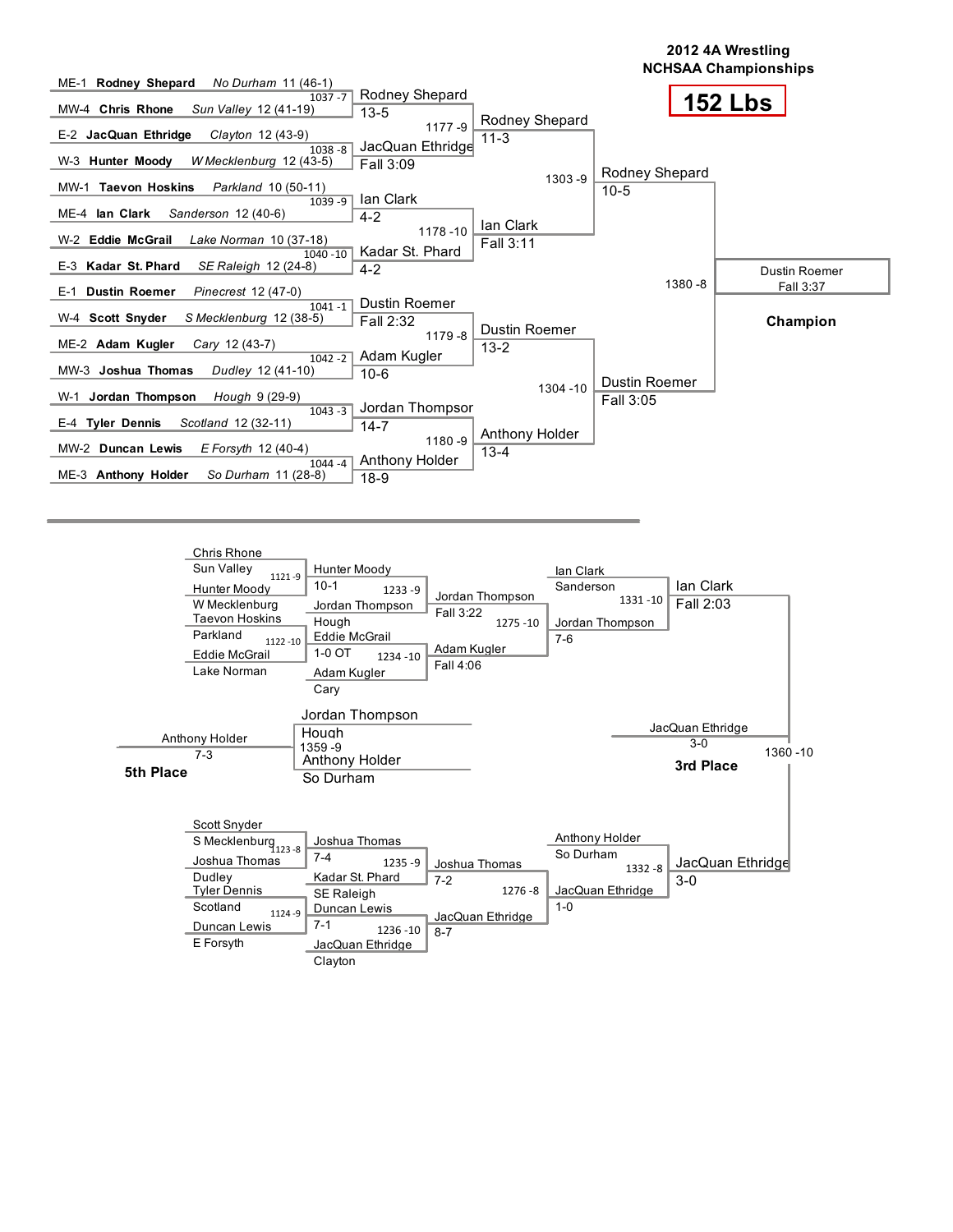# 2012 4A Wrestling NCHSAA Championships

## 152 Lbs

### Championship Bracket

**First Round**

| Bout | Wrestler 1 | Wrestler 2 | Winner | Result |
|---|---|---|---|---|
| 1037 -7 | ME-1 **Rodney Shepard** *No Durham* 11 (46-1) | MW-4 **Chris Rhone** *Sun Valley* 12 (41-19) | Rodney Shepard | 13-5 |
| 1038 -8 | E-2 **JacQuan Ethridge** *Clayton* 12 (43-9) | W-3 **Hunter Moody** *W Mecklenburg* 12 (43-5) | JacQuan Ethridge | Fall 3:09 |
| 1039 -9 | MW-1 **Taevon Hoskins** *Parkland* 10 (50-11) | ME-4 **Ian Clark** *Sanderson* 12 (40-6) | Ian Clark | 4-2 |
| 1040 -10 | W-2 **Eddie McGrail** *Lake Norman* 10 (37-18) | E-3 **Kadar St. Phard** *SE Raleigh* 12 (24-8) | Kadar St. Phard | 4-2 |
| 1041 -1 | E-1 **Dustin Roemer** *Pinecrest* 12 (47-0) | W-4 **Scott Snyder** *S Mecklenburg* 12 (38-5) | Dustin Roemer | Fall 2:32 |
| 1042 -2 | ME-2 **Adam Kugler** *Cary* 12 (43-7) | MW-3 **Joshua Thomas** *Dudley* 12 (41-10) | Adam Kugler | 10-6 |
| 1043 -3 | W-1 **Jordan Thompson** *Hough* 9 (29-9) | E-4 **Tyler Dennis** *Scotland* 12 (32-11) | Jordan Thompson | 14-7 |
| 1044 -4 | MW-2 **Duncan Lewis** *E Forsyth* 12 (40-4) | ME-3 **Anthony Holder** *So Durham* 11 (28-8) | Anthony Holder | 18-9 |

**Quarterfinals**

| Bout | Winner | Result |
|---|---|---|
| 1177 -9 | Rodney Shepard | 11-3 |
| 1178 -10 | Ian Clark | Fall 3:11 |
| 1179 -8 | Dustin Roemer | 13-2 |
| 1180 -9 | Anthony Holder | 13-4 |

**Semifinals**

| Bout | Winner | Result |
|---|---|---|
| 1303 -9 | Rodney Shepard | 10-5 |
| 1304 -10 | Dustin Roemer | Fall 3:05 |

**Final**

| Bout | Winner | Result |
|---|---|---|
| 1380 -8 | Dustin Roemer | Fall 3:37 |

**Champion:** Dustin Roemer

### Consolation Bracket

**Upper Consolation**

| Bout | Wrestler 1 | Wrestler 2 | Winner | Result |
|---|---|---|---|---|
| 1121 -9 | Chris Rhone, Sun Valley | Hunter Moody, W Mecklenburg | Hunter Moody | 10-1 |
| 1122 -10 | Taevon Hoskins, Parkland | Eddie McGrail, Lake Norman | Eddie McGrail | 1-0 OT |
| 1233 -9 | Hunter Moody | Jordan Thompson, Hough | Jordan Thompson | Fall 3:22 |
| 1234 -10 | Eddie McGrail | Adam Kugler, Cary | Adam Kugler | Fall 4:06 |
| 1275 -10 | Jordan Thompson | Adam Kugler | Jordan Thompson | 7-6 |
| 1331 -10 | Ian Clark, Sanderson | Jordan Thompson | Ian Clark | Fall 2:03 |

**Lower Consolation**

| Bout | Wrestler 1 | Wrestler 2 | Winner | Result |
|---|---|---|---|---|
| 1123 -8 | Scott Snyder, S Mecklenburg | Joshua Thomas, Dudley | Joshua Thomas | 7-4 |
| 1124 -9 | Tyler Dennis, Scotland | Duncan Lewis, E Forsyth | Duncan Lewis | 7-1 |
| 1235 -9 | Joshua Thomas | Kadar St. Phard, SE Raleigh | Joshua Thomas | 7-2 |
| 1236 -10 | Duncan Lewis | JacQuan Ethridge, Clayton | JacQuan Ethridge | 8-7 |
| 1276 -8 | Joshua Thomas | JacQuan Ethridge | JacQuan Ethridge | 1-0 |
| 1332 -8 | Anthony Holder, So Durham | JacQuan Ethridge | JacQuan Ethridge | 3-0 |

**3rd Place**

| Bout | Wrestler 1 | Wrestler 2 | Winner | Result |
|---|---|---|---|---|
| 1360 -10 | Ian Clark | JacQuan Ethridge | JacQuan Ethridge | 3-0 |

**5th Place**

| Bout | Wrestler 1 | Wrestler 2 | Winner | Result |
|---|---|---|---|---|
| 1359 -9 | Jordan Thompson, Hough | Anthony Holder, So Durham | Anthony Holder | 7-3 |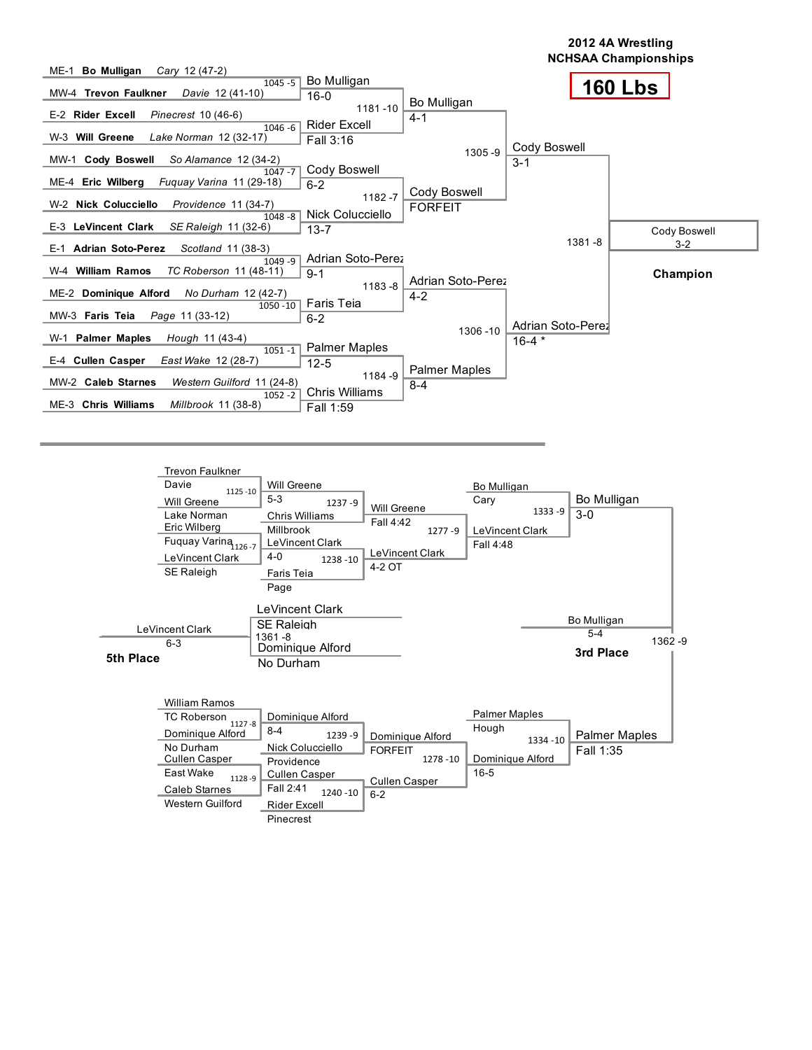# 2012 4A Wrestling NCHSAA Championships

## 160 Lbs

### Championship Bracket

**First Round**

| Seed | Wrestler | School | Record | Bout | Winner | Result |
|---|---|---|---|---|---|---|
| ME-1 | **Bo Mulligan** | *Cary* 12 | (47-2) | 1045 -5 | Bo Mulligan | 16-0 |
| MW-4 | **Trevon Faulkner** | *Davie* 12 | (41-10) | | | |
| E-2 | **Rider Excell** | *Pinecrest* 10 | (46-6) | 1046 -6 | Rider Excell | Fall 3:16 |
| W-3 | **Will Greene** | *Lake Norman* 12 | (32-17) | | | |
| MW-1 | **Cody Boswell** | *So Alamance* 12 | (34-2) | 1047 -7 | Cody Boswell | 6-2 |
| ME-4 | **Eric Wilberg** | *Fuquay Varina* 11 | (29-18) | | | |
| W-2 | **Nick Colucciello** | *Providence* 11 | (34-7) | 1048 -8 | Nick Colucciello | 13-7 |
| E-3 | **LeVincent Clark** | *SE Raleigh* 11 | (32-6) | | | |
| E-1 | **Adrian Soto-Perez** | *Scotland* 11 | (38-3) | 1049 -9 | Adrian Soto-Perez | 9-1 |
| W-4 | **William Ramos** | *TC Roberson* 11 | (48-11) | | | |
| ME-2 | **Dominique Alford** | *No Durham* 12 | (42-7) | 1050 -10 | Faris Teia | 6-2 |
| MW-3 | **Faris Teia** | *Page* 11 | (33-12) | | | |
| W-1 | **Palmer Maples** | *Hough* 11 | (43-4) | 1051 -1 | Palmer Maples | 12-5 |
| E-4 | **Cullen Casper** | *East Wake* 12 | (28-7) | | | |
| MW-2 | **Caleb Starnes** | *Western Guilford* 11 | (24-8) | 1052 -2 | Chris Williams | Fall 1:59 |
| ME-3 | **Chris Williams** | *Millbrook* 11 | (38-8) | | | |

**Quarterfinals**

| Bout | Winner | Result |
|---|---|---|
| 1181 -10 | Bo Mulligan | 4-1 |
| 1182 -7 | Cody Boswell | FORFEIT |
| 1183 -8 | Adrian Soto-Perez | 4-2 |
| 1184 -9 | Palmer Maples | 8-4 |

**Semifinals**

| Bout | Winner | Result |
|---|---|---|
| 1305 -9 | Cody Boswell | 3-1 |
| 1306 -10 | Adrian Soto-Perez | 16-4 * |

**Final**

| Bout | Winner | Result |
|---|---|---|
| 1381 -8 | Cody Boswell | 3-2 |

**Champion:** Cody Boswell

### Consolation Bracket

**Consolation Round 1**

| Bout | Wrestlers | Winner | Result |
|---|---|---|---|
| 1125 -10 | Trevon Faulkner (Davie) vs. Will Greene (Lake Norman) | Will Greene | 5-3 |
| 1126 -7 | Eric Wilberg (Fuquay Varina) vs. LeVincent Clark (SE Raleigh) | LeVincent Clark | 4-0 |
| 1127 -8 | William Ramos (TC Roberson) vs. Dominique Alford (No Durham) | Dominique Alford | 8-4 |
| 1128 -9 | Cullen Casper (East Wake) vs. Caleb Starnes (Western Guilford) | Cullen Casper | Fall 2:41 |

**Consolation Round 2**

| Bout | Wrestlers | Winner | Result |
|---|---|---|---|
| 1237 -9 | Will Greene vs. Chris Williams (Millbrook) | Will Greene | Fall 4:42 |
| 1238 -10 | LeVincent Clark vs. Faris Teia (Page) | LeVincent Clark | 4-2 OT |
| 1239 -9 | Dominique Alford vs. Nick Colucciello (Providence) | Dominique Alford | FORFEIT |
| 1240 -10 | Cullen Casper vs. Rider Excell (Pinecrest) | Cullen Casper | 6-2 |

**Consolation Round 3**

| Bout | Wrestlers | Winner | Result |
|---|---|---|---|
| 1277 -9 | Will Greene vs. LeVincent Clark | LeVincent Clark | Fall 4:48 |
| 1278 -10 | Dominique Alford vs. Cullen Casper | Dominique Alford | 16-5 |

**Consolation Semifinals**

| Bout | Wrestlers | Winner | Result |
|---|---|---|---|
| 1333 -9 | Bo Mulligan (Cary) vs. LeVincent Clark | Bo Mulligan | 3-0 |
| 1334 -10 | Palmer Maples (Hough) vs. Dominique Alford | Palmer Maples | Fall 1:35 |

**3rd Place**

| Bout | Winner | Result |
|---|---|---|
| 1362 -9 | Bo Mulligan | 5-4 |

**5th Place**

| Bout | Wrestlers | Winner | Result |
|---|---|---|---|
| 1361 -8 | LeVincent Clark (SE Raleigh) vs. Dominique Alford (No Durham) | LeVincent Clark | 6-3 |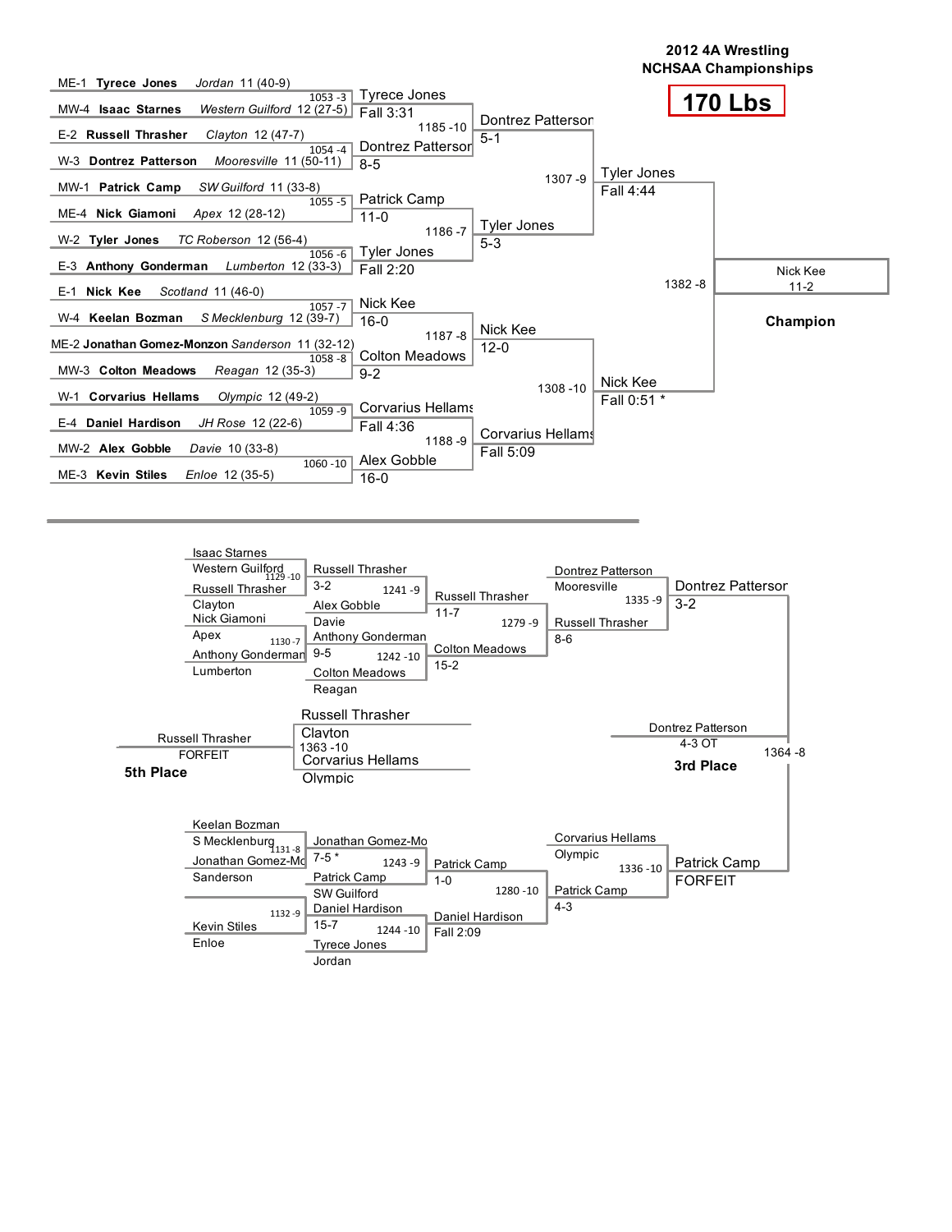# 2012 4A Wrestling NCHSAA Championships

## 170 Lbs

### Championship Bracket

**First Round**

| Seed | Wrestler | School | Grade (Record) |
|---|---|---|---|
| ME-1 | **Tyrece Jones** | *Jordan* | 11 (40-9) |
| MW-4 | **Isaac Starnes** | *Western Guilford* | 12 (27-5) |
| E-2 | **Russell Thrasher** | *Clayton* | 12 (47-7) |
| W-3 | **Dontrez Patterson** | *Mooresville* | 11 (50-11) |
| MW-1 | **Patrick Camp** | *SW Guilford* | 11 (33-8) |
| ME-4 | **Nick Giamoni** | *Apex* | 12 (28-12) |
| W-2 | **Tyler Jones** | *TC Roberson* | 12 (56-4) |
| E-3 | **Anthony Gonderman** | *Lumberton* | 12 (33-3) |
| E-1 | **Nick Kee** | *Scotland* | 11 (46-0) |
| W-4 | **Keelan Bozman** | *S Mecklenburg* | 12 (39-7) |
| ME-2 | **Jonathan Gomez-Monzon** | *Sanderson* | 11 (32-12) |
| MW-3 | **Colton Meadows** | *Reagan* | 12 (35-3) |
| W-1 | **Corvarius Hellams** | *Olympic* | 12 (49-2) |
| E-4 | **Daniel Hardison** | *JH Rose* | 12 (22-6) |
| MW-2 | **Alex Gobble** | *Davie* | 10 (33-8) |
| ME-3 | **Kevin Stiles** | *Enloe* | 12 (35-5) |

**Quarterfinals**

| Bout | Winner | Result |
|---|---|---|
| 1053 -3 | Tyrece Jones | Fall 3:31 |
| 1054 -4 | Dontrez Patterson | 8-5 |
| 1055 -5 | Patrick Camp | 11-0 |
| 1056 -6 | Tyler Jones | Fall 2:20 |
| 1057 -7 | Nick Kee | 16-0 |
| 1058 -8 | Colton Meadows | 9-2 |
| 1059 -9 | Corvarius Hellams | Fall 4:36 |
| 1060 -10 | Alex Gobble | 16-0 |

**Semifinals**

| Bout | Winner | Result |
|---|---|---|
| 1185 -10 | Dontrez Patterson | 5-1 |
| 1186 -7 | Tyler Jones | 5-3 |
| 1187 -8 | Nick Kee | 12-0 |
| 1188 -9 | Corvarius Hellams | Fall 5:09 |

**Finals Qualifiers**

| Bout | Winner | Result |
|---|---|---|
| 1307 -9 | Tyler Jones | Fall 4:44 |
| 1308 -10 | Nick Kee | Fall 0:51 * |

**Final**

| Bout | Winner | Result |
|---|---|---|
| 1382 -8 | Nick Kee | 11-2 |

**Champion**

### Consolation Bracket

**Consolation Round 1**

| Bout | Wrestlers | Winner | Result |
|---|---|---|---|
| 1129 -10 | Isaac Starnes (Western Guilford) vs Russell Thrasher (Clayton) | Russell Thrasher | |
| 1130 -7 | Nick Giamoni (Apex) vs Anthony Gonderman (Lumberton) | Anthony Gonderman | |
| 1131 -8 | Keelan Bozman (S Mecklenburg) vs Jonathan Gomez-Mo (Sanderson) | Jonathan Gomez-Mo | |
| 1132 -9 | Kevin Stiles (Enloe) | | |

**Consolation Round 2**

| Bout | Wrestlers | Winner | Result |
|---|---|---|---|
| 1241 -9 | Russell Thrasher vs Alex Gobble (Davie) | Russell Thrasher | 3-2 |
| 1242 -10 | Anthony Gonderman vs Colton Meadows (Reagan) | Colton Meadows | 9-5 |
| 1243 -9 | Jonathan Gomez-Mo vs Patrick Camp (SW Guilford) | Patrick Camp | 7-5 * |
| 1244 -10 | Daniel Hardison vs Tyrece Jones (Jordan) | Daniel Hardison | 15-7 |

**Consolation Round 3**

| Bout | Winner | Result |
|---|---|---|
| 1279 -9 | Russell Thrasher | 11-7 |
| 1280 -10 | Patrick Camp | 1-0 |

(Colton Meadows: 15-2; Daniel Hardison: Fall 2:09)

**Consolation Semifinals**

| Bout | Wrestlers | Winner | Result |
|---|---|---|---|
| 1335 -9 | Dontrez Patterson (Mooresville) vs Russell Thrasher | Dontrez Patterson | 3-2 |
| 1336 -10 | Corvarius Hellams (Olympic) vs Patrick Camp | Patrick Camp | FORFEIT |

(Russell Thrasher: 8-6; Patrick Camp: 4-3)

**3rd Place**

| Bout | Winner | Result |
|---|---|---|
| 1364 -8 | Dontrez Patterson | 4-3 OT |

**5th Place**

| Bout | Wrestlers | Winner | Result |
|---|---|---|---|
| 1363 -10 | Russell Thrasher (Clayton) vs Corvarius Hellams (Olympic) | Russell Thrasher | FORFEIT |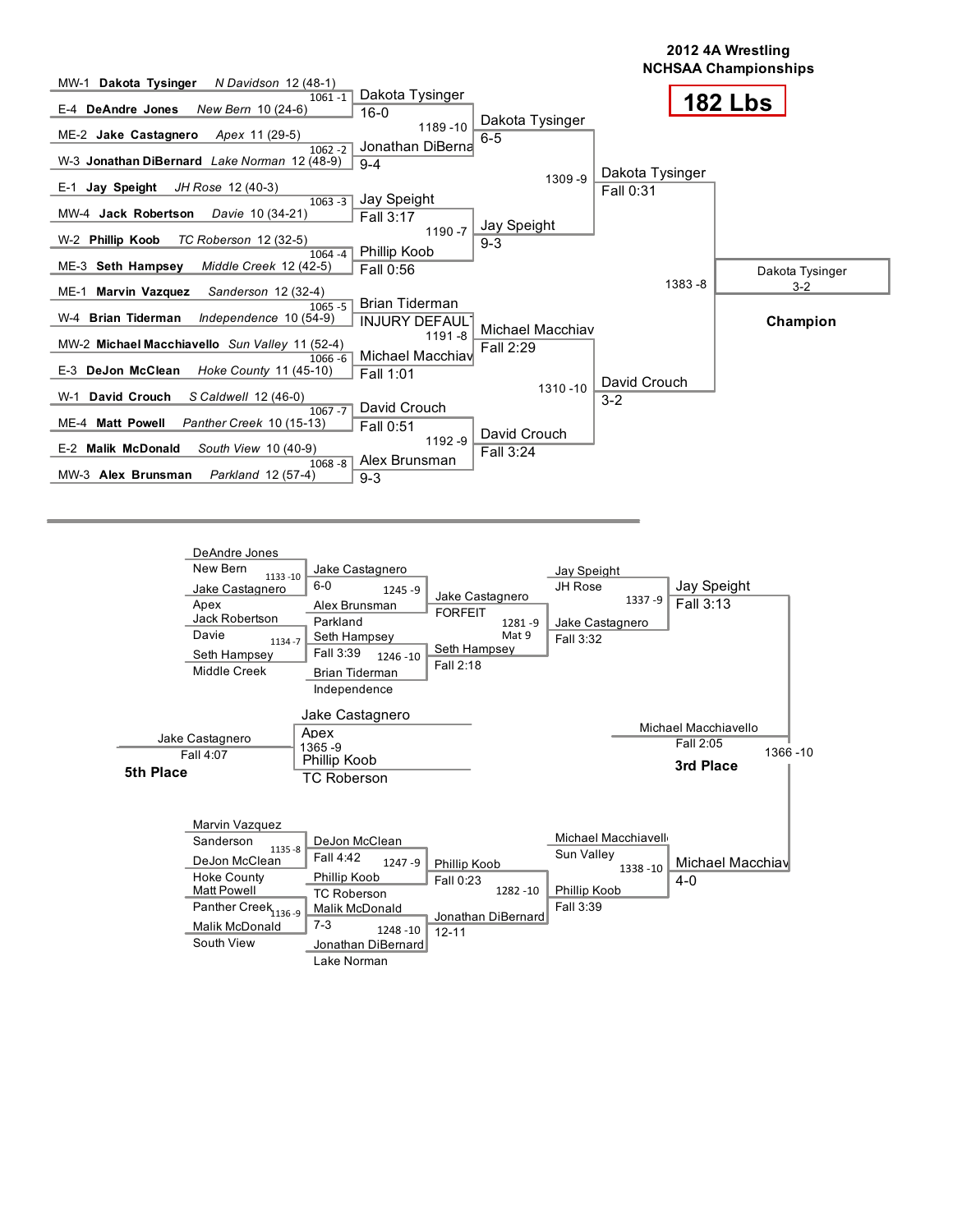# 2012 4A Wrestling NCHSAA Championships

## 182 Lbs

### Championship Bracket

**First Round**

| Bout | Wrestler 1 | Wrestler 2 | Winner | Result |
|---|---|---|---|---|
| 1061 -1 | MW-1 **Dakota Tysinger** *N Davidson* 12 (48-1) | E-4 **DeAndre Jones** *New Bern* 10 (24-6) | Dakota Tysinger | 16-0 |
| 1062 -2 | ME-2 **Jake Castagnero** *Apex* 11 (29-5) | W-3 **Jonathan DiBernard** *Lake Norman* 12 (48-9) | Jonathan DiBerna | 9-4 |
| 1063 -3 | E-1 **Jay Speight** *JH Rose* 12 (40-3) | MW-4 **Jack Robertson** *Davie* 10 (34-21) | Jay Speight | Fall 3:17 |
| 1064 -4 | W-2 **Phillip Koob** *TC Roberson* 12 (32-5) | ME-3 **Seth Hampsey** *Middle Creek* 12 (42-5) | Phillip Koob | Fall 0:56 |
| 1065 -5 | ME-1 **Marvin Vazquez** *Sanderson* 12 (32-4) | W-4 **Brian Tiderman** *Independence* 10 (54-9) | Brian Tiderman | INJURY DEFAUL |
| 1066 -6 | MW-2 **Michael Macchiavello** *Sun Valley* 11 (52-4) | E-3 **DeJon McClean** *Hoke County* 11 (45-10) | Michael Macchiav | Fall 1:01 |
| 1067 -7 | W-1 **David Crouch** *S Caldwell* 12 (46-0) | ME-4 **Matt Powell** *Panther Creek* 10 (15-13) | David Crouch | Fall 0:51 |
| 1068 -8 | E-2 **Malik McDonald** *South View* 10 (40-9) | MW-3 **Alex Brunsman** *Parkland* 12 (57-4) | Alex Brunsman | 9-3 |

**Quarterfinals**

| Bout | Winner | Result |
|---|---|---|
| 1189 -10 | Dakota Tysinger | 6-5 |
| 1190 -7 | Jay Speight | 9-3 |
| 1191 -8 | Michael Macchiav | Fall 2:29 |
| 1192 -9 | David Crouch | Fall 3:24 |

**Semifinals**

| Bout | Winner | Result |
|---|---|---|
| 1309 -9 | Dakota Tysinger | Fall 0:31 |
| 1310 -10 | David Crouch | 3-2 |

**Final**

| Bout | Winner | Result |
|---|---|---|
| 1383 -8 | Dakota Tysinger | 3-2 |

**Champion:** Dakota Tysinger

### Consolation Bracket

| Bout | Wrestler 1 | Wrestler 2 | Winner | Result |
|---|---|---|---|---|
| 1133 -10 | DeAndre Jones, New Bern | Jake Castagnero, Apex | Jake Castagnero | 6-0 |
| 1134 -7 | Jack Robertson, Davie | Seth Hampsey, Middle Creek | Seth Hampsey | Fall 3:39 |
| 1245 -9 | Jake Castagnero | Alex Brunsman, Parkland | Jake Castagnero | FORFEIT |
| 1246 -10 | Seth Hampsey | Brian Tiderman, Independence | Seth Hampsey | Fall 2:18 |
| 1281 -9 (Mat 9) | Jake Castagnero | Seth Hampsey | Jake Castagnero | Fall 3:32 |
| 1337 -9 | Jay Speight, JH Rose | Jake Castagnero | Jay Speight | Fall 3:13 |
| 1135 -8 | Marvin Vazquez, Sanderson | DeJon McClean, Hoke County | DeJon McClean | Fall 4:42 |
| 1136 -9 | Matt Powell, Panther Creek | Malik McDonald, South View | Malik McDonald | 7-3 |
| 1247 -9 | DeJon McClean | Phillip Koob, TC Roberson | Phillip Koob | Fall 0:23 |
| 1248 -10 | Malik McDonald | Jonathan DiBernard, Lake Norman | Jonathan DiBernard | 12-11 |
| 1282 -10 | Phillip Koob | Jonathan DiBernard | Phillip Koob | Fall 3:39 |
| 1338 -10 | Michael Macchiavello, Sun Valley | Phillip Koob | Michael Macchiav | 4-0 |

**5th Place Match (1365 -9):** Jake Castagnero (Apex) vs. Phillip Koob (TC Roberson) — Jake Castagnero, Fall 4:07

**5th Place:** Jake Castagnero

**3rd Place Match (1366 -10):** Jay Speight vs. Michael Macchiav — Michael Macchiavello, Fall 2:05

**3rd Place:** Michael Macchiavello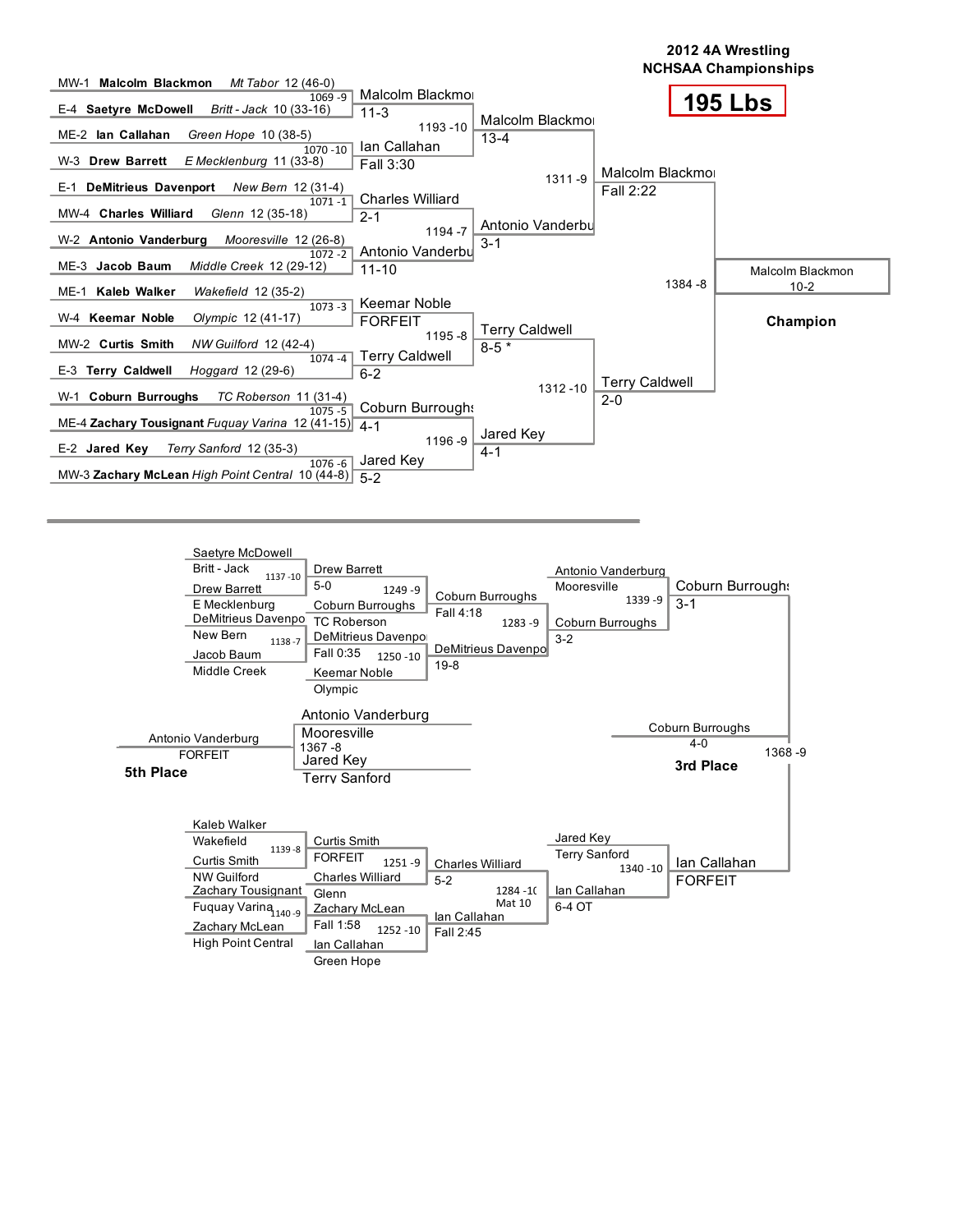# 2012 4A Wrestling NCHSAA Championships

## 195 Lbs

### Championship Bracket

**First Round**

| Bout | Wrestler 1 | Wrestler 2 | Winner | Result |
|---|---|---|---|---|
| 1069 -9 | MW-1 **Malcolm Blackmon** *Mt Tabor* 12 (46-0) | E-4 **Saetyre McDowell** *Britt - Jack* 10 (33-16) | Malcolm Blackmon | 11-3 |
| 1070 -10 | ME-2 **Ian Callahan** *Green Hope* 10 (38-5) | W-3 **Drew Barrett** *E Mecklenburg* 11 (33-8) | Ian Callahan | Fall 3:30 |
| 1071 -1 | E-1 **DeMitrieus Davenport** *New Bern* 12 (31-4) | MW-4 **Charles Williard** *Glenn* 12 (35-18) | Charles Williard | 2-1 |
| 1072 -2 | W-2 **Antonio Vanderburg** *Mooresville* 12 (26-8) | ME-3 **Jacob Baum** *Middle Creek* 12 (29-12) | Antonio Vanderburg | 11-10 |
| 1073 -3 | ME-1 **Kaleb Walker** *Wakefield* 12 (35-2) | W-4 **Keemar Noble** *Olympic* 12 (41-17) | Keemar Noble | FORFEIT |
| 1074 -4 | MW-2 **Curtis Smith** *NW Guilford* 12 (42-4) | E-3 **Terry Caldwell** *Hoggard* 12 (29-6) | Terry Caldwell | 6-2 |
| 1075 -5 | W-1 **Coburn Burroughs** *TC Roberson* 11 (31-4) | ME-4 **Zachary Tousignant** *Fuquay Varina* 12 (41-15) | Coburn Burroughs | 4-1 |
| 1076 -6 | E-2 **Jared Key** *Terry Sanford* 12 (35-3) | MW-3 **Zachary McLean** *High Point Central* 10 (44-8) | Jared Key | 5-2 |

**Quarterfinals**

| Bout | Winner | Result |
|---|---|---|
| 1193 -10 | Malcolm Blackmon | 13-4 |
| 1194 -7 | Antonio Vanderburg | 3-1 |
| 1195 -8 | Terry Caldwell | 8-5 * |
| 1196 -9 | Jared Key | 4-1 |

**Semifinals**

| Bout | Winner | Result |
|---|---|---|
| 1311 -9 | Malcolm Blackmon | Fall 2:22 |
| 1312 -10 | Terry Caldwell | 2-0 |

**Final**

| Bout | Winner | Result |
|---|---|---|
| 1384 -8 | Malcolm Blackmon | 10-2 |

**Champion:** Malcolm Blackmon

### Consolation Bracket

**Consolation Round 1**

| Bout | Wrestler 1 | Wrestler 2 | Winner | Result |
|---|---|---|---|---|
| 1137 -10 | Saetyre McDowell (Britt - Jack) | Drew Barrett (E Mecklenburg) | Drew Barrett | 5-0 |
| 1138 -7 | DeMitrieus Davenport (New Bern) | Jacob Baum (Middle Creek) | DeMitrieus Davenport | Fall 0:35 |
| 1139 -8 | Kaleb Walker (Wakefield) | Curtis Smith (NW Guilford) | Curtis Smith | FORFEIT |
| 1140 -9 | Zachary Tousignant (Fuquay Varina) | Zachary McLean (High Point Central) | Zachary McLean | Fall 1:58 |

**Consolation Round 2**

| Bout | Wrestler 1 | Wrestler 2 | Winner | Result |
|---|---|---|---|---|
| 1249 -9 | Drew Barrett | Coburn Burroughs (TC Roberson) | Coburn Burroughs | Fall 4:18 |
| 1250 -10 | DeMitrieus Davenport | Keemar Noble (Olympic) | DeMitrieus Davenport | 19-8 |
| 1251 -9 | Curtis Smith | Charles Williard (Glenn) | Charles Williard | 5-2 |
| 1252 -10 | Zachary McLean | Ian Callahan (Green Hope) | Ian Callahan | Fall 2:45 |

**Consolation Round 3**

| Bout | Wrestler 1 | Wrestler 2 | Winner | Result |
|---|---|---|---|---|
| 1283 -9 | Coburn Burroughs | DeMitrieus Davenport | Coburn Burroughs | 3-2 |
| 1284 -10 (Mat 10) | Charles Williard | Ian Callahan | Ian Callahan | 6-4 OT |

**Consolation Semifinals**

| Bout | Wrestler 1 | Wrestler 2 | Winner | Result |
|---|---|---|---|---|
| 1339 -9 | Antonio Vanderburg (Mooresville) | Coburn Burroughs | Coburn Burroughs | 3-1 |
| 1340 -10 | Jared Key (Terry Sanford) | Ian Callahan | Ian Callahan | FORFEIT |

**3rd Place**

| Bout | Wrestler 1 | Wrestler 2 | Winner | Result |
|---|---|---|---|---|
| 1368 -9 | Coburn Burroughs | Ian Callahan | Coburn Burroughs | 4-0 |

**5th Place**

| Bout | Wrestler 1 | Wrestler 2 | Winner | Result |
|---|---|---|---|---|
| 1367 -8 | Antonio Vanderburg (Mooresville) | Jared Key (Terry Sanford) | Antonio Vanderburg | FORFEIT |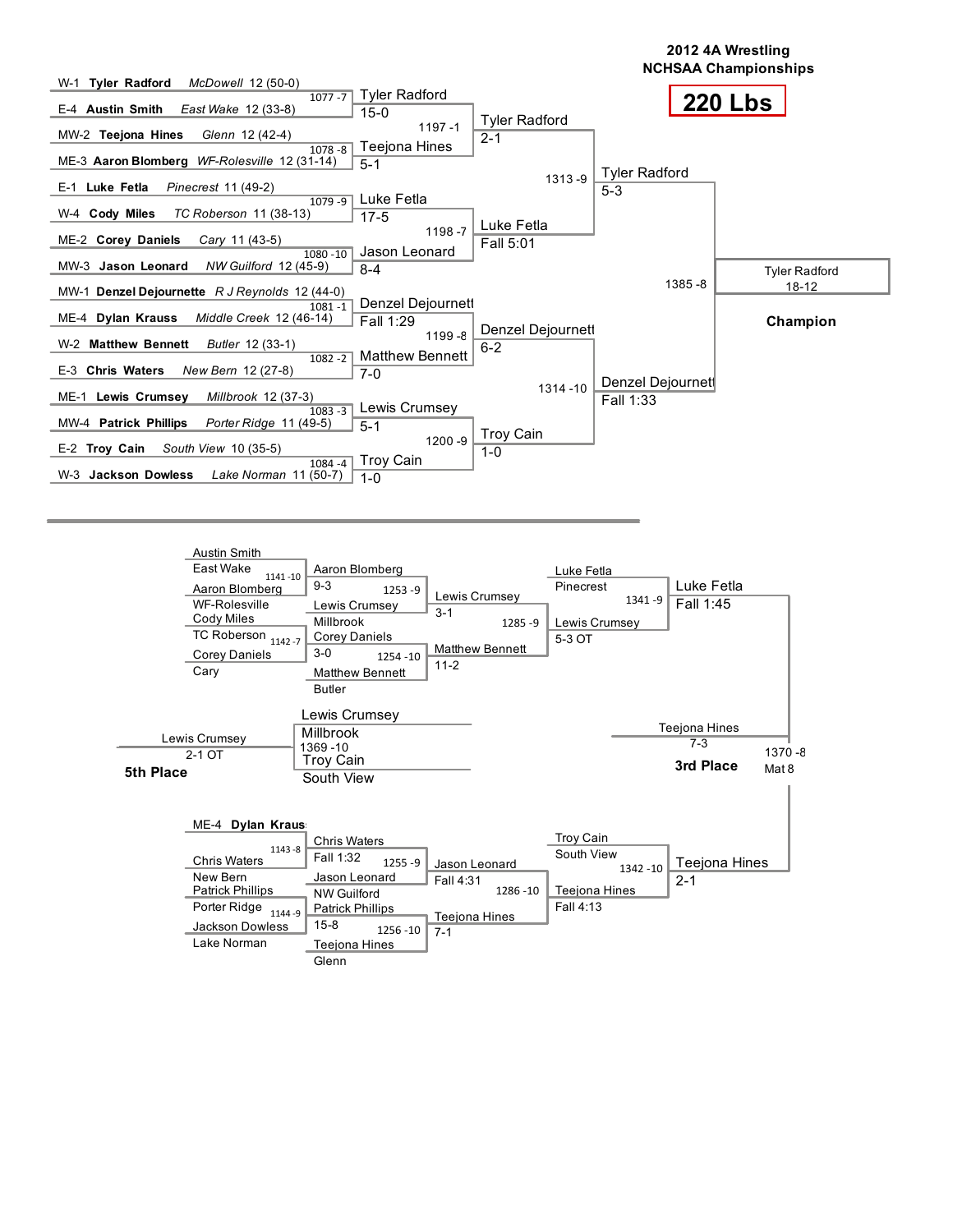# 2012 4A Wrestling NCHSAA Championships

## 220 Lbs

### Championship Bracket

**First Round**

| Bout | Wrestler 1 | Wrestler 2 | Winner | Result |
|---|---|---|---|---|
| 1077 -7 | W-1 **Tyler Radford** *McDowell* 12 (50-0) | E-4 **Austin Smith** *East Wake* 12 (33-8) | Tyler Radford | 15-0 |
| 1078 -8 | MW-2 **Teejona Hines** *Glenn* 12 (42-4) | ME-3 **Aaron Blomberg** *WF-Rolesville* 12 (31-14) | Teejona Hines | 5-1 |
| 1079 -9 | E-1 **Luke Fetla** *Pinecrest* 11 (49-2) | W-4 **Cody Miles** *TC Roberson* 11 (38-13) | Luke Fetla | 17-5 |
| 1080 -10 | ME-2 **Corey Daniels** *Cary* 11 (43-5) | MW-3 **Jason Leonard** *NW Guilford* 12 (45-9) | Jason Leonard | 8-4 |
| 1081 -1 | MW-1 **Denzel Dejournette** *R J Reynolds* 12 (44-0) | ME-4 **Dylan Krauss** *Middle Creek* 12 (46-14) | Denzel Dejournett | Fall 1:29 |
| 1082 -2 | W-2 **Matthew Bennett** *Butler* 12 (33-1) | E-3 **Chris Waters** *New Bern* 12 (27-8) | Matthew Bennett | 7-0 |
| 1083 -3 | ME-1 **Lewis Crumsey** *Millbrook* 12 (37-3) | MW-4 **Patrick Phillips** *Porter Ridge* 11 (49-5) | Lewis Crumsey | 5-1 |
| 1084 -4 | E-2 **Troy Cain** *South View* 10 (35-5) | W-3 **Jackson Dowless** *Lake Norman* 11 (50-7) | Troy Cain | 1-0 |

**Quarterfinals**

| Bout | Winner | Result |
|---|---|---|
| 1197 -1 | Tyler Radford | 2-1 |
| 1198 -7 | Luke Fetla | Fall 5:01 |
| 1199 -8 | Denzel Dejournett | 6-2 |
| 1200 -9 | Troy Cain | 1-0 |

**Semifinals**

| Bout | Winner | Result |
|---|---|---|
| 1313 -9 | Tyler Radford | 5-3 |
| 1314 -10 | Denzel Dejournett | Fall 1:33 |

**Final**

| Bout | Winner | Result |
|---|---|---|
| 1385 -8 | Tyler Radford | 18-12 |

**Champion:** Tyler Radford

### Consolation Bracket

**Consolation Round 1**

| Bout | Wrestler 1 | Wrestler 2 | Winner | Result |
|---|---|---|---|---|
| 1141 -10 | Austin Smith, East Wake | Aaron Blomberg, WF-Rolesville | Aaron Blomberg | 9-3 |
| 1142 -7 | Cody Miles, TC Roberson | Corey Daniels, Cary | Corey Daniels | 3-0 |
| 1143 -8 | ME-4 Dylan Kraus | Chris Waters, New Bern | Chris Waters | Fall 1:32 |
| 1144 -9 | Patrick Phillips, Porter Ridge | Jackson Dowless, Lake Norman | Patrick Phillips | 15-8 |

**Consolation Round 2**

| Bout | Wrestler 1 | Wrestler 2 | Winner | Result |
|---|---|---|---|---|
| 1253 -9 | Aaron Blomberg | Lewis Crumsey, Millbrook | Lewis Crumsey | 3-1 |
| 1254 -10 | Corey Daniels | Matthew Bennett, Butler | Matthew Bennett | 11-2 |
| 1255 -9 | Chris Waters | Jason Leonard, NW Guilford | Jason Leonard | Fall 4:31 |
| 1256 -10 | Patrick Phillips | Teejona Hines, Glenn | Teejona Hines | 7-1 |

**Consolation Quarterfinals**

| Bout | Wrestler 1 | Wrestler 2 | Winner | Result |
|---|---|---|---|---|
| 1285 -9 | Lewis Crumsey | Matthew Bennett | Lewis Crumsey | 5-3 OT |
| 1286 -10 | Jason Leonard | Teejona Hines | Teejona Hines | Fall 4:13 |

**Consolation Semifinals**

| Bout | Wrestler 1 | Wrestler 2 | Winner | Result |
|---|---|---|---|---|
| 1341 -9 | Luke Fetla, Pinecrest | Lewis Crumsey | Luke Fetla | Fall 1:45 |
| 1342 -10 | Troy Cain, South View | Teejona Hines | Teejona Hines | 2-1 |

**3rd Place (1370 -8, Mat 8):** Teejona Hines 7-3

**5th Place (1369 -10):** Lewis Crumsey (Millbrook) vs. Troy Cain (South View) — Lewis Crumsey 2-1 OT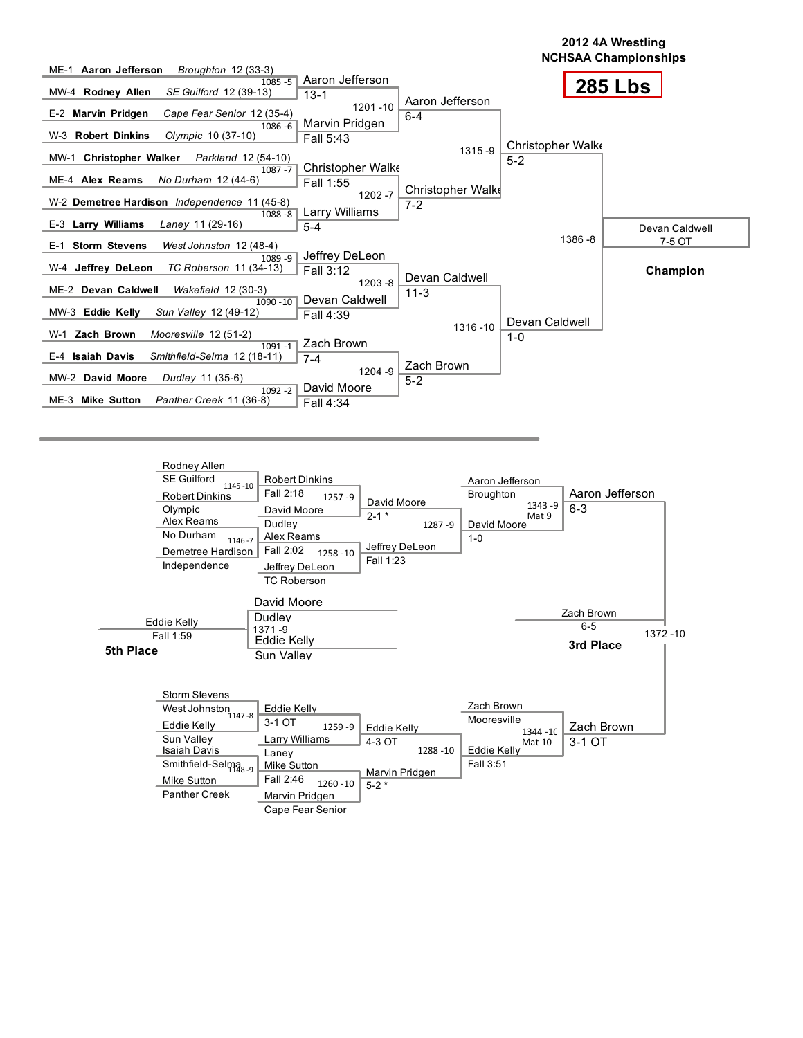# 2012 4A Wrestling
## NCHSAA Championships

**285 Lbs**

ME-1 **Aaron Jefferson** *Broughton* 12 (33-3)
1085 -5
MW-4 **Rodney Allen** *SE Guilford* 12 (39-13)

E-2 **Marvin Pridgen** *Cape Fear Senior* 12 (35-4)
1086 -6
W-3 **Robert Dinkins** *Olympic* 10 (37-10)

MW-1 **Christopher Walker** *Parkland* 12 (54-10)
1087 -7
ME-4 **Alex Reams** *No Durham* 12 (44-6)

W-2 **Demetree Hardison** *Independence* 11 (45-8)
1088 -8
E-3 **Larry Williams** *Laney* 11 (29-16)

E-1 **Storm Stevens** *West Johnston* 12 (48-4)
1089 -9
W-4 **Jeffrey DeLeon** *TC Roberson* 11 (34-13)

ME-2 **Devan Caldwell** *Wakefield* 12 (30-3)
1090 -10
MW-3 **Eddie Kelly** *Sun Valley* 12 (49-12)

W-1 **Zach Brown** *Mooresville* 12 (51-2)
1091 -1
E-4 **Isaiah Davis** *Smithfield-Selma* 12 (18-11)

MW-2 **David Moore** *Dudley* 11 (35-6)
1092 -2
ME-3 **Mike Sutton** *Panther Creek* 11 (36-8)

Aaron Jefferson 13-1
Marvin Pridgen Fall 5:43
1201 -10
Christopher Walke Fall 1:55
Larry Williams 5-4
1202 -7
Jeffrey DeLeon Fall 3:12
Devan Caldwell Fall 4:39
1203 -8
Zach Brown 7-4
David Moore Fall 4:34
1204 -9

Aaron Jefferson 6-4
Christopher Walke 7-2
1315 -9
Devan Caldwell 11-3
Zach Brown 5-2
1316 -10

Christopher Walke 5-2
Devan Caldwell 1-0
1386 -8

Devan Caldwell
7-5 OT

**Champion**

---

Rodney Allen
SE Guilford
1145 -10
Robert Dinkins
Olympic
Alex Reams
No Durham
1146 -7
Demetree Hardison
Independence

Robert Dinkins
Fall 2:18
1257 -9
David Moore
Dudley
Alex Reams
Fall 2:02
1258 -10
Jeffrey DeLeon
TC Roberson

David Moore
2-1 *
1287 -9
Jeffrey DeLeon
Fall 1:23

Aaron Jefferson
Broughton
1343 -9
Mat 9
David Moore
1-0

Aaron Jefferson
6-3

David Moore
Dudley
1371 -9
Eddie Kelly
Sun Valley

Eddie Kelly
Fall 1:59
**5th Place**

Zach Brown
6-5
**3rd Place**
1372 -10

Storm Stevens
West Johnston
1147 -8
Eddie Kelly
Sun Valley
Isaiah Davis
Smithfield-Selma
1148 -9
Mike Sutton
Panther Creek

Eddie Kelly
3-1 OT
1259 -9
Larry Williams
Laney
Mike Sutton
Fall 2:46
1260 -10
Marvin Pridgen
Cape Fear Senior

Eddie Kelly
4-3 OT
1288 -10
Marvin Pridgen
5-2 *

Zach Brown
Mooresville
1344 -10
Mat 10
Eddie Kelly
Fall 3:51

Zach Brown
3-1 OT